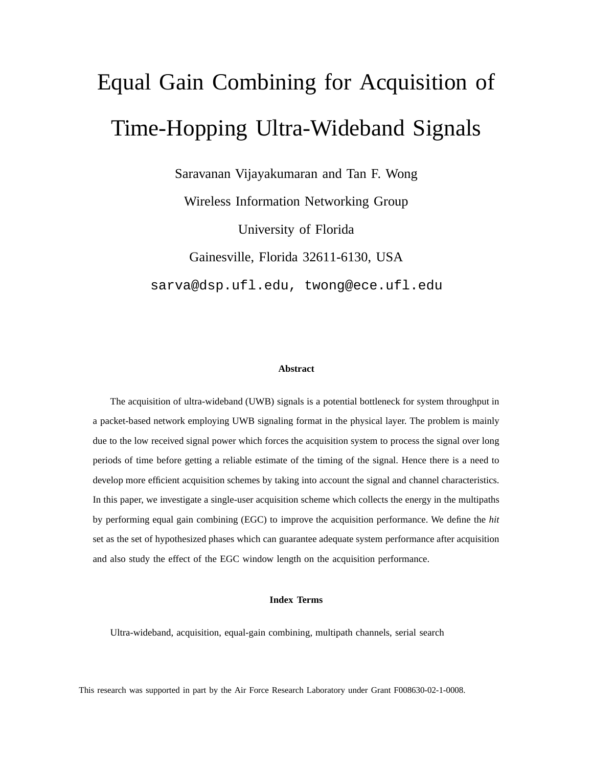# Equal Gain Combining for Acquisition of Time-Hopping Ultra-Wideband Signals

Saravanan Vijayakumaran and Tan F. Wong

Wireless Information Networking Group

University of Florida

Gainesville, Florida 32611-6130, USA

sarva@dsp.ufl.edu, twong@ece.ufl.edu

### Abstract

The acquisition of ultra-wideband (UWB) signals is a potential bottleneck for system throughput in a packet-based network employing UWB signaling format in the physical layer. The problem is mainly due to the low received signal power which forces the acquisition system to process the signal over long periods of time before getting a reliable estimate of the timing of the signal. Hence there is a need to develop more efficient acquisition schemes by taking into account the signal and channel characteristics. In this paper, we investigate a single-user acquisition scheme which collects the energy in the multipaths by performing equal gain combining (EGC) to improve the acquisition performance. We define the *hit* set as the set of hypothesized phases which can guarantee adequate system performance after acquisition and also study the effect of the EGC window length on the acquisition performance.

### Index Terms

Ultra-wideband, acquisition, equal-gain combining, multipath channels, serial search

This research was supported in part by the Air Force Research Laboratory under Grant F008630-02-1-0008.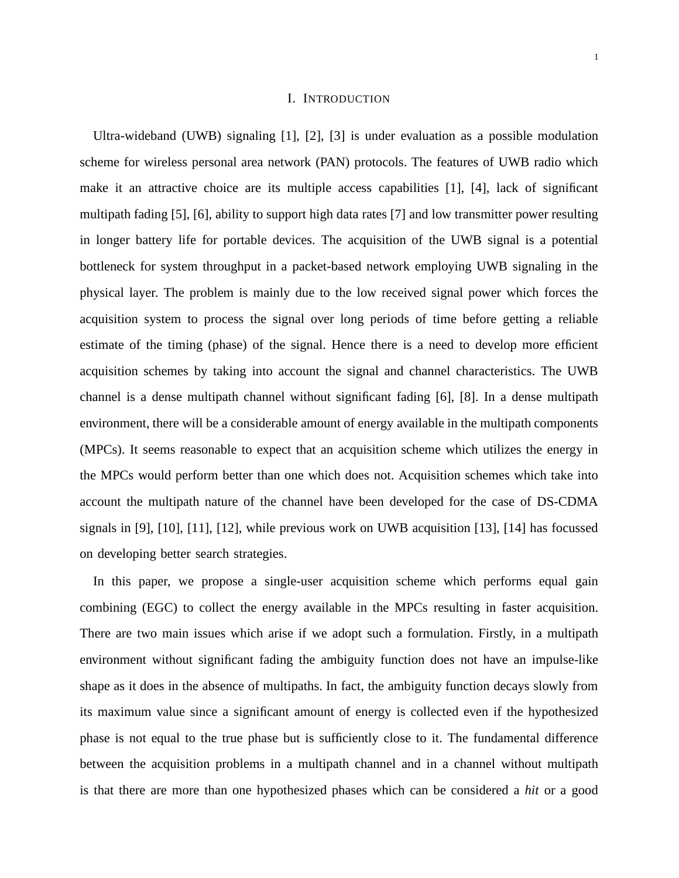# I. Introduction

Ultra-wideband (UWB) signaling [1], [2], [3] is under evaluation as a possible modulation scheme for wireless personal area network (PAN) protocols. The features of UWB radio which make it an attractive choice are its multiple access capabilities [1], [4], lack of significant multipath fading [5], [6], ability to support high data rates [7] and low transmitter power resulting in longer battery life for portable devices. The acquisition of the UWB signal is a potential bottleneck for system throughput in a packet-based network employing UWB signaling in the physical layer. The problem is mainly due to the low received signal power which forces the acquisition system to process the signal over long periods of time before getting a reliable estimate of the timing (phase) of the signal. Hence there is a need to develop more efficient acquisition schemes by taking into account the signal and channel characteristics. The UWB channel is a dense multipath channel without significant fading [6], [8]. In a dense multipath environment, there will be a considerable amount of energy available in the multipath components (MPCs). It seems reasonable to expect that an acquisition scheme which utilizes the energy in the MPCs would perform better than one which does not. Acquisition schemes which take into account the multipath nature of the channel have been developed for the case of DS-CDMA signals in [9], [10], [11], [12], while previous work on UWB acquisition [13], [14] has focussed on developing better search strategies.

In this paper, we propose a single-user acquisition scheme which performs equal gain combining (EGC) to collect the energy available in the MPCs resulting in faster acquisition. There are two main issues which arise if we adopt such a formulation. Firstly, in a multipath environment without significant fading the ambiguity function does not have an impulse-like shape as it does in the absence of multipaths. In fact, the ambiguity function decays slowly from its maximum value since a significant amount of energy is collected even if the hypothesized phase is not equal to the true phase but is sufficiently close to it. The fundamental difference between the acquisition problems in a multipath channel and in a channel without multipath is that there are more than one hypothesized phases which can be considered a *hit* or a good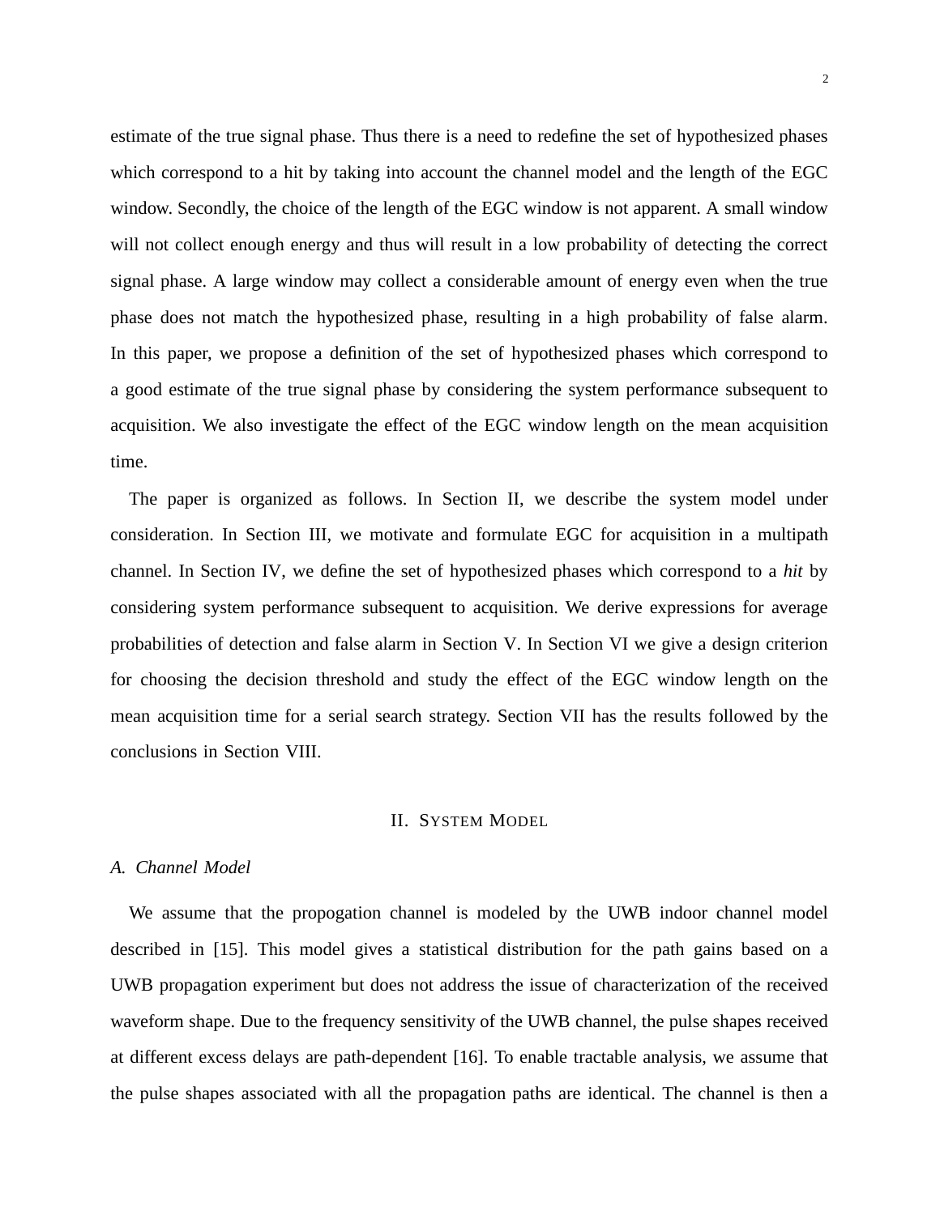estimate of the true signal phase. Thus there is a need to redefine the set of hypothesized phases which correspond to a hit by taking into account the channel model and the length of the EGC window. Secondly, the choice of the length of the EGC window is not apparent. A small window will not collect enough energy and thus will result in a low probability of detecting the correct signal phase. A large window may collect a considerable amount of energy even when the true phase does not match the hypothesized phase, resulting in a high probability of false alarm. In this paper, we propose a definition of the set of hypothesized phases which correspond to a good estimate of the true signal phase by considering the system performance subsequent to acquisition. We also investigate the effect of the EGC window length on the mean acquisition time.

The paper is organized as follows. In Section II, we describe the system model under consideration. In Section III, we motivate and formulate EGC for acquisition in a multipath channel. In Section IV, we define the set of hypothesized phases which correspond to a *hit* by considering system performance subsequent to acquisition. We derive expressions for average probabilities of detection and false alarm in Section V. In Section VI we give a design criterion for choosing the decision threshold and study the effect of the EGC window length on the mean acquisition time for a serial search strategy. Section VII has the results followed by the conclusions in Section VIII.

## II. System Model

### A. Channel Model

We assume that the propogation channel is modeled by the UWB indoor channel model described in [15]. This model gives a statistical distribution for the path gains based on a UWB propagation experiment but does not address the issue of characterization of the received waveform shape. Due to the frequency sensitivity of the UWB channel, the pulse shapes received at different excess delays are path-dependent [16]. To enable tractable analysis, we assume that the pulse shapes associated with all the propagation paths are identical. The channel is then a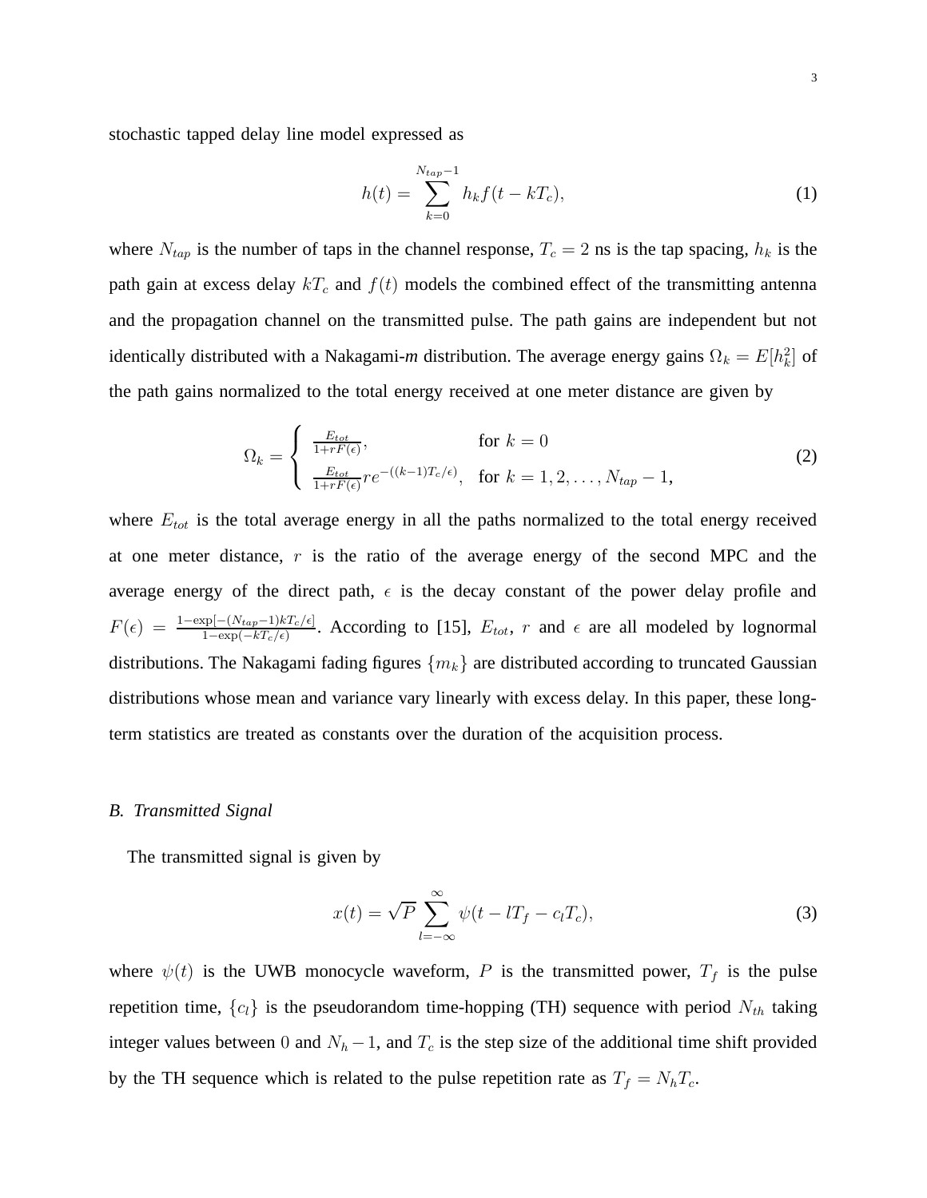stochastic tapped delay line model expressed as

$$h(t) = \sum_{k=0}^{N_{tap}-1} h_k f(t - kT_c), \tag{1}$$

where $N_{tap}$ is the number of taps in the channel response, $T_c = 2$ ns is the tap spacing, $h_k$ is the path gain at excess delay $kT_c$ and $f(t)$ models the combined effect of the transmitting antenna and the propagation channel on the transmitted pulse. The path gains are independent but not identically distributed with a Nakagami-*m* distribution. The average energy gains $\Omega_k = E[h_k^2]$ of the path gains normalized to the total energy received at one meter distance are given by

$$\Omega_k = \begin{cases} \frac{E_{tot}}{1+rF(\epsilon)}, & \text{for } k = 0 \\ \frac{E_{tot}}{1+rF(\epsilon)} r e^{-((k-1)T_c/\epsilon)}, & \text{for } k = 1, 2, \ldots, N_{tap} - 1, \end{cases} \tag{2}$$

where $E_{tot}$ is the total average energy in all the paths normalized to the total energy received at one meter distance, $r$ is the ratio of the average energy of the second MPC and the average energy of the direct path, $\epsilon$ is the decay constant of the power delay profile and $F(\epsilon) = \frac{1-\exp[-(N_{tap}-1)kT_c/\epsilon]}{1-\exp(-kT_c/\epsilon)}$. According to [15], $E_{tot}$, $r$ and $\epsilon$ are all modeled by lognormal distributions. The Nakagami fading figures $\{m_k\}$ are distributed according to truncated Gaussian distributions whose mean and variance vary linearly with excess delay. In this paper, these long-term statistics are treated as constants over the duration of the acquisition process.

### *B. Transmitted Signal*

The transmitted signal is given by

$$x(t) = \sqrt{P} \sum_{l=-\infty}^{\infty} \psi(t - lT_f - c_l T_c), \tag{3}$$

where $\psi(t)$ is the UWB monocycle waveform, $P$ is the transmitted power, $T_f$ is the pulse repetition time, $\{c_l\}$ is the pseudorandom time-hopping (TH) sequence with period $N_{th}$ taking integer values between $0$ and $N_h - 1$, and $T_c$ is the step size of the additional time shift provided by the TH sequence which is related to the pulse repetition rate as $T_f = N_h T_c$.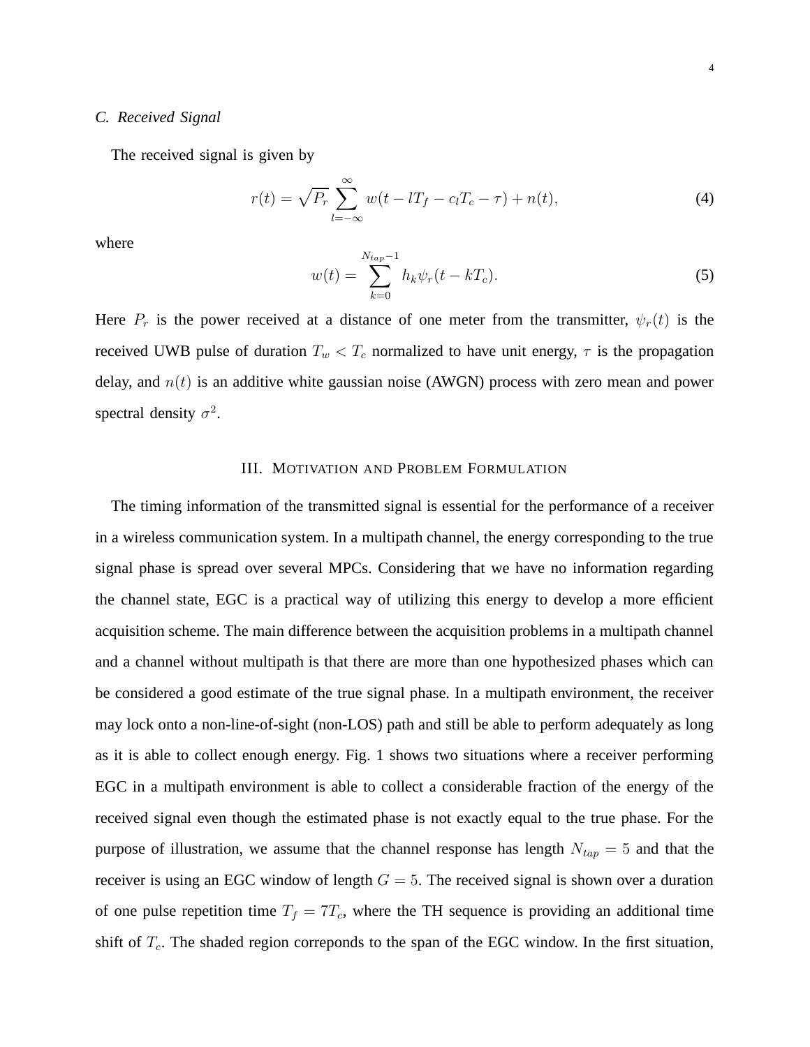### C. *Received Signal*

The received signal is given by

$$r(t) = \sqrt{P_r} \sum_{l=-\infty}^{\infty} w(t - lT_f - c_l T_c - \tau) + n(t), \tag{4}$$

where

$$w(t) = \sum_{k=0}^{N_{tap}-1} h_k \psi_r(t - kT_c). \tag{5}$$

Here $P_r$ is the power received at a distance of one meter from the transmitter, $\psi_r(t)$ is the received UWB pulse of duration $T_w < T_c$ normalized to have unit energy, $\tau$ is the propagation delay, and $n(t)$ is an additive white gaussian noise (AWGN) process with zero mean and power spectral density $\sigma^2$.

## III. Motivation and Problem Formulation

The timing information of the transmitted signal is essential for the performance of a receiver in a wireless communication system. In a multipath channel, the energy corresponding to the true signal phase is spread over several MPCs. Considering that we have no information regarding the channel state, EGC is a practical way of utilizing this energy to develop a more efficient acquisition scheme. The main difference between the acquisition problems in a multipath channel and a channel without multipath is that there are more than one hypothesized phases which can be considered a good estimate of the true signal phase. In a multipath environment, the receiver may lock onto a non-line-of-sight (non-LOS) path and still be able to perform adequately as long as it is able to collect enough energy. Fig. 1 shows two situations where a receiver performing EGC in a multipath environment is able to collect a considerable fraction of the energy of the received signal even though the estimated phase is not exactly equal to the true phase. For the purpose of illustration, we assume that the channel response has length $N_{tap} = 5$ and that the receiver is using an EGC window of length $G = 5$. The received signal is shown over a duration of one pulse repetition time $T_f = 7T_c$, where the TH sequence is providing an additional time shift of $T_c$. The shaded region correponds to the span of the EGC window. In the first situation,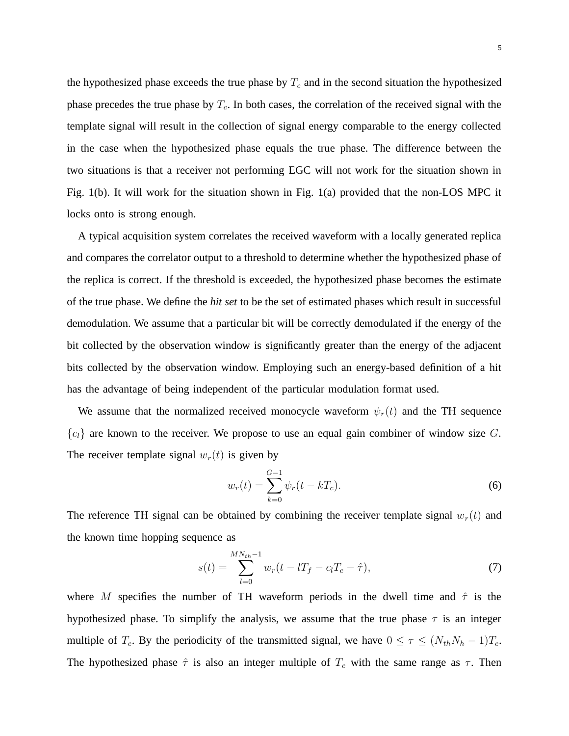the hypothesized phase exceeds the true phase by $T_c$ and in the second situation the hypothesized phase precedes the true phase by $T_c$. In both cases, the correlation of the received signal with the template signal will result in the collection of signal energy comparable to the energy collected in the case when the hypothesized phase equals the true phase. The difference between the two situations is that a receiver not performing EGC will not work for the situation shown in Fig. 1(b). It will work for the situation shown in Fig. 1(a) provided that the non-LOS MPC it locks onto is strong enough.

A typical acquisition system correlates the received waveform with a locally generated replica and compares the correlator output to a threshold to determine whether the hypothesized phase of the replica is correct. If the threshold is exceeded, the hypothesized phase becomes the estimate of the true phase. We define the *hit set* to be the set of estimated phases which result in successful demodulation. We assume that a particular bit will be correctly demodulated if the energy of the bit collected by the observation window is significantly greater than the energy of the adjacent bits collected by the observation window. Employing such an energy-based definition of a hit has the advantage of being independent of the particular modulation format used.

We assume that the normalized received monocycle waveform $\psi_r(t)$ and the TH sequence $\{c_l\}$ are known to the receiver. We propose to use an equal gain combiner of window size $G$. The receiver template signal $w_r(t)$ is given by

$$w_r(t) = \sum_{k=0}^{G-1} \psi_r(t - kT_c). \tag{6}$$

The reference TH signal can be obtained by combining the receiver template signal $w_r(t)$ and the known time hopping sequence as

$$s(t) = \sum_{l=0}^{MN_{th}-1} w_r(t - lT_f - c_l T_c - \hat{\tau}), \tag{7}$$

where $M$ specifies the number of TH waveform periods in the dwell time and $\hat{\tau}$ is the hypothesized phase. To simplify the analysis, we assume that the true phase $\tau$ is an integer multiple of $T_c$. By the periodicity of the transmitted signal, we have $0 \leq \tau \leq (N_{th}N_h - 1)T_c$. The hypothesized phase $\hat{\tau}$ is also an integer multiple of $T_c$ with the same range as $\tau$. Then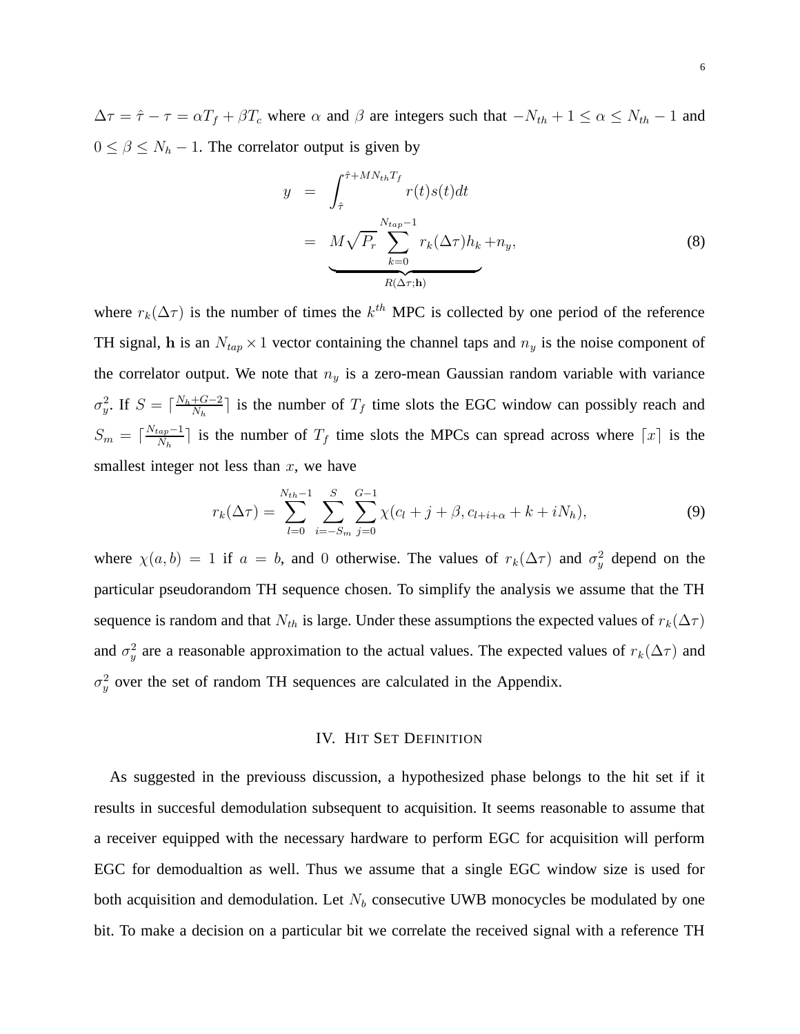$\Delta\tau = \hat{\tau} - \tau = \alpha T_f + \beta T_c$ where $\alpha$ and $\beta$ are integers such that $-N_{th}+1 \leq \alpha \leq N_{th}-1$ and $0 \leq \beta \leq N_h - 1$. The correlator output is given by

$$
\begin{aligned}
y &= \int_{\hat{\tau}}^{\hat{\tau}+MN_{th}T_f} r(t)s(t)dt \\
&= \underbrace{M\sqrt{P_r}\sum_{k=0}^{N_{tap}-1} r_k(\Delta\tau)h_k}_{R(\Delta\tau;\mathbf{h})} + n_y,
\end{aligned} \tag{8}
$$

where $r_k(\Delta\tau)$ is the number of times the $k^{th}$ MPC is collected by one period of the reference TH signal, $\mathbf{h}$ is an $N_{tap} \times 1$ vector containing the channel taps and $n_y$ is the noise component of the correlator output. We note that $n_y$ is a zero-mean Gaussian random variable with variance $\sigma_y^2$. If $S = \lceil \frac{N_h+G-2}{N_h} \rceil$ is the number of $T_f$ time slots the EGC window can possibly reach and $S_m = \lceil \frac{N_{tap}-1}{N_h} \rceil$ is the number of $T_f$ time slots the MPCs can spread across where $\lceil x \rceil$ is the smallest integer not less than $x$, we have

$$
r_k(\Delta\tau) = \sum_{l=0}^{N_{th}-1} \sum_{i=-S_m}^{S} \sum_{j=0}^{G-1} \chi(c_l + j + \beta, c_{l+i+\alpha} + k + iN_h), \tag{9}
$$

where $\chi(a,b) = 1$ if $a = b$, and $0$ otherwise. The values of $r_k(\Delta\tau)$ and $\sigma_y^2$ depend on the particular pseudorandom TH sequence chosen. To simplify the analysis we assume that the TH sequence is random and that $N_{th}$ is large. Under these assumptions the expected values of $r_k(\Delta\tau)$ and $\sigma_y^2$ are a reasonable approximation to the actual values. The expected values of $r_k(\Delta\tau)$ and $\sigma_y^2$ over the set of random TH sequences are calculated in the Appendix.

## IV. Hit Set Definition

As suggested in the previouss discussion, a hypothesized phase belongs to the hit set if it results in succesful demodulation subsequent to acquisition. It seems reasonable to assume that a receiver equipped with the necessary hardware to perform EGC for acquisition will perform EGC for demodualtion as well. Thus we assume that a single EGC window size is used for both acquisition and demodulation. Let $N_b$ consecutive UWB monocycles be modulated by one bit. To make a decision on a particular bit we correlate the received signal with a reference TH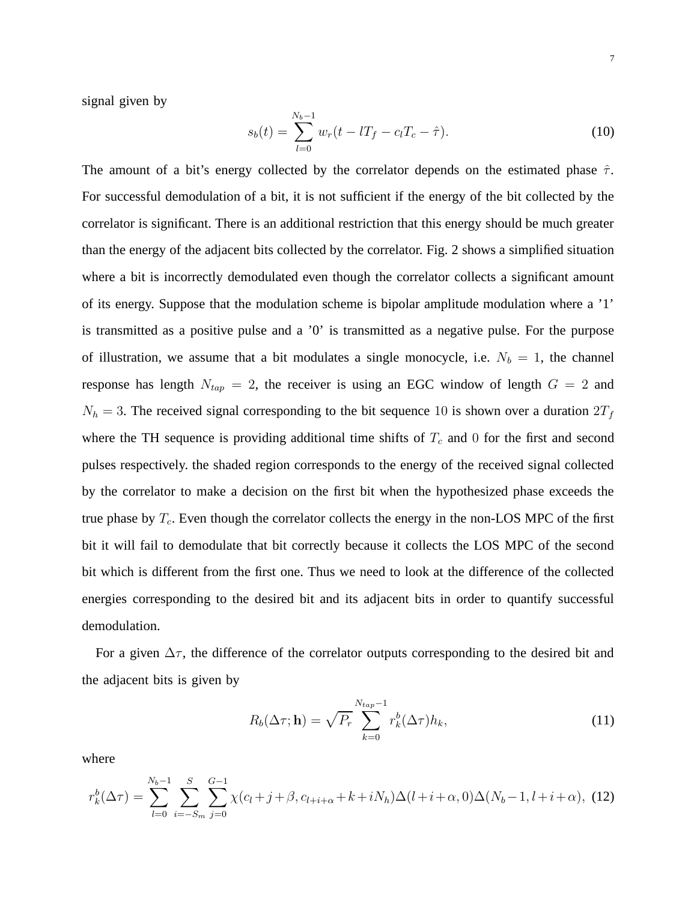signal given by

$$s_b(t) = \sum_{l=0}^{N_b-1} w_r(t - lT_f - c_lT_c - \hat{\tau}). \tag{10}$$

The amount of a bit's energy collected by the correlator depends on the estimated phase $\hat{\tau}$. For successful demodulation of a bit, it is not sufficient if the energy of the bit collected by the correlator is significant. There is an additional restriction that this energy should be much greater than the energy of the adjacent bits collected by the correlator. Fig. 2 shows a simplified situation where a bit is incorrectly demodulated even though the correlator collects a significant amount of its energy. Suppose that the modulation scheme is bipolar amplitude modulation where a '1' is transmitted as a positive pulse and a '0' is transmitted as a negative pulse. For the purpose of illustration, we assume that a bit modulates a single monocycle, i.e. $N_b = 1$, the channel response has length $N_{tap} = 2$, the receiver is using an EGC window of length $G = 2$ and $N_h = 3$. The received signal corresponding to the bit sequence $10$ is shown over a duration $2T_f$ where the TH sequence is providing additional time shifts of $T_c$ and $0$ for the first and second pulses respectively. the shaded region corresponds to the energy of the received signal collected by the correlator to make a decision on the first bit when the hypothesized phase exceeds the true phase by $T_c$. Even though the correlator collects the energy in the non-LOS MPC of the first bit it will fail to demodulate that bit correctly because it collects the LOS MPC of the second bit which is different from the first one. Thus we need to look at the difference of the collected energies corresponding to the desired bit and its adjacent bits in order to quantify successful demodulation.

For a given $\Delta\tau$, the difference of the correlator outputs corresponding to the desired bit and the adjacent bits is given by

$$R_b(\Delta\tau; \mathbf{h}) = \sqrt{P_r} \sum_{k=0}^{N_{tap}-1} r_k^b(\Delta\tau) h_k, \tag{11}$$

where

$$r_k^b(\Delta\tau) = \sum_{l=0}^{N_b-1} \sum_{i=-S_m}^{S} \sum_{j=0}^{G-1} \chi(c_l + j + \beta, c_{l+i+\alpha} + k + iN_h) \Delta(l + i + \alpha, 0) \Delta(N_b - 1, l + i + \alpha), \tag{12}$$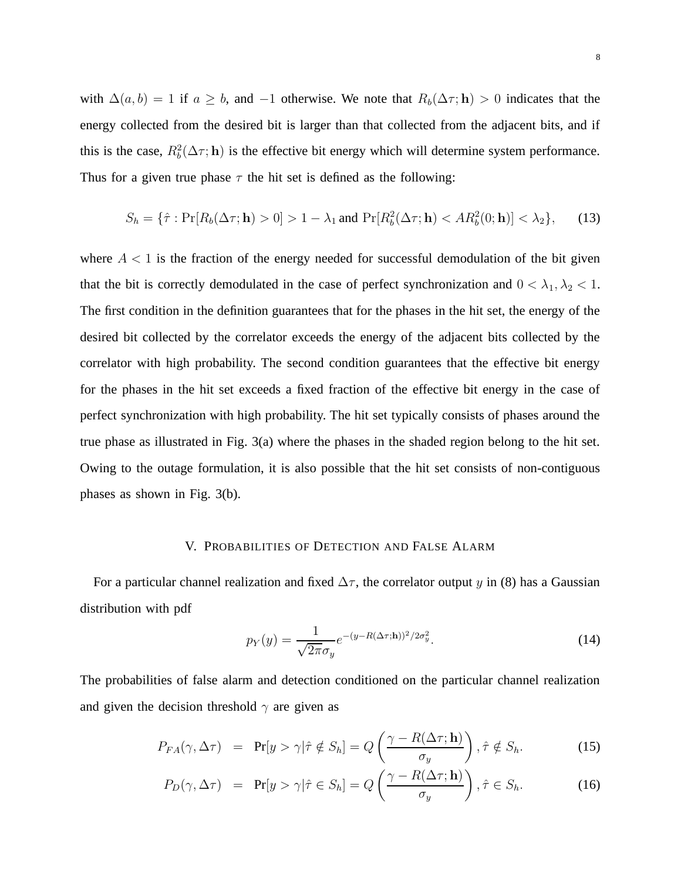with $\Delta(a,b) = 1$ if $a \geq b$, and $-1$ otherwise. We note that $R_b(\Delta\tau; \mathbf{h}) > 0$ indicates that the energy collected from the desired bit is larger than that collected from the adjacent bits, and if this is the case, $R_b^2(\Delta\tau; \mathbf{h})$ is the effective bit energy which will determine system performance. Thus for a given true phase $\tau$ the hit set is defined as the following:

$$S_h = \{\hat{\tau} : \Pr[R_b(\Delta\tau; \mathbf{h}) > 0] > 1 - \lambda_1 \text{ and } \Pr[R_b^2(\Delta\tau; \mathbf{h}) < AR_b^2(0; \mathbf{h})] < \lambda_2\}, \qquad (13)$$

where $A < 1$ is the fraction of the energy needed for successful demodulation of the bit given that the bit is correctly demodulated in the case of perfect synchronization and $0 < \lambda_1, \lambda_2 < 1$. The first condition in the definition guarantees that for the phases in the hit set, the energy of the desired bit collected by the correlator exceeds the energy of the adjacent bits collected by the correlator with high probability. The second condition guarantees that the effective bit energy for the phases in the hit set exceeds a fixed fraction of the effective bit energy in the case of perfect synchronization with high probability. The hit set typically consists of phases around the true phase as illustrated in Fig. 3(a) where the phases in the shaded region belong to the hit set. Owing to the outage formulation, it is also possible that the hit set consists of non-contiguous phases as shown in Fig. 3(b).

## V. Probabilities of Detection and False Alarm

For a particular channel realization and fixed $\Delta\tau$, the correlator output $y$ in (8) has a Gaussian distribution with pdf

$$p_Y(y) = \frac{1}{\sqrt{2\pi}\sigma_y} e^{-(y - R(\Delta\tau; \mathbf{h}))^2 / 2\sigma_y^2}. \qquad (14)$$

The probabilities of false alarm and detection conditioned on the particular channel realization and given the decision threshold $\gamma$ are given as

$$P_{FA}(\gamma, \Delta\tau) = \Pr[y > \gamma | \hat{\tau} \notin S_h] = Q\left(\frac{\gamma - R(\Delta\tau; \mathbf{h})}{\sigma_y}\right), \hat{\tau} \notin S_h. \qquad (15)$$

$$P_D(\gamma, \Delta\tau) = \Pr[y > \gamma | \hat{\tau} \in S_h] = Q\left(\frac{\gamma - R(\Delta\tau; \mathbf{h})}{\sigma_y}\right), \hat{\tau} \in S_h. \qquad (16)$$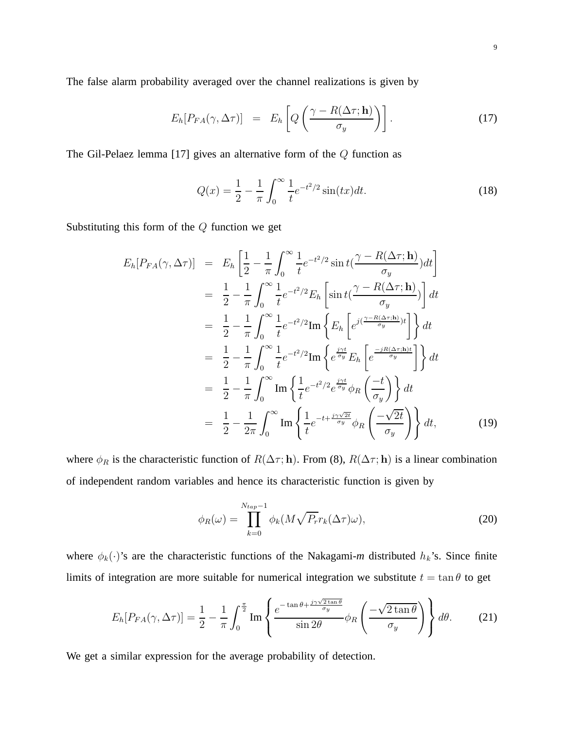The false alarm probability averaged over the channel realizations is given by

$$E_h[P_{FA}(\gamma, \Delta\tau)] \;\; = \;\; E_h\left[Q\left(\frac{\gamma - R(\Delta\tau; \mathbf{h})}{\sigma_y}\right)\right]. \tag{17}$$

The Gil-Pelaez lemma [17] gives an alternative form of the $Q$ function as

$$Q(x) = \frac{1}{2} - \frac{1}{\pi}\int_0^\infty \frac{1}{t}e^{-t^2/2}\sin(tx)dt. \tag{18}$$

Substituting this form of the $Q$ function we get

$$\begin{aligned}
E_h[P_{FA}(\gamma, \Delta\tau)] &= E_h\left[\frac{1}{2} - \frac{1}{\pi}\int_0^\infty \frac{1}{t}e^{-t^2/2}\sin t(\frac{\gamma - R(\Delta\tau; \mathbf{h})}{\sigma_y})dt\right] \\
&= \frac{1}{2} - \frac{1}{\pi}\int_0^\infty \frac{1}{t}e^{-t^2/2}E_h\left[\sin t(\frac{\gamma - R(\Delta\tau; \mathbf{h})}{\sigma_y})\right]dt \\
&= \frac{1}{2} - \frac{1}{\pi}\int_0^\infty \frac{1}{t}e^{-t^2/2}\text{Im}\left\{E_h\left[e^{j(\frac{\gamma - R(\Delta\tau;\mathbf{h})}{\sigma_y})t}\right]\right\}dt \\
&= \frac{1}{2} - \frac{1}{\pi}\int_0^\infty \frac{1}{t}e^{-t^2/2}\text{Im}\left\{e^{\frac{j\gamma t}{\sigma_y}}E_h\left[e^{\frac{-jR(\Delta\tau;\mathbf{h})t}{\sigma_y}}\right]\right\}dt \\
&= \frac{1}{2} - \frac{1}{\pi}\int_0^\infty \text{Im}\left\{\frac{1}{t}e^{-t^2/2}e^{\frac{j\gamma t}{\sigma_y}}\phi_R\left(\frac{-t}{\sigma_y}\right)\right\}dt \\
&= \frac{1}{2} - \frac{1}{2\pi}\int_0^\infty \text{Im}\left\{\frac{1}{t}e^{-t+\frac{j\gamma\sqrt{2t}}{\sigma_y}}\phi_R\left(\frac{-\sqrt{2t}}{\sigma_y}\right)\right\}dt,
\end{aligned} \tag{19}$$

where $\phi_R$ is the characteristic function of $R(\Delta\tau; \mathbf{h})$. From (8), $R(\Delta\tau; \mathbf{h})$ is a linear combination of independent random variables and hence its characteristic function is given by

$$\phi_R(\omega) = \prod_{k=0}^{N_{tap}-1}\phi_k(M\sqrt{P_r}r_k(\Delta\tau)\omega), \tag{20}$$

where $\phi_k(\cdot)$'s are the characteristic functions of the Nakagami-*m* distributed $h_k$'s. Since finite limits of integration are more suitable for numerical integration we substitute $t = \tan\theta$ to get

$$E_h[P_{FA}(\gamma, \Delta\tau)] = \frac{1}{2} - \frac{1}{\pi}\int_0^{\frac{\pi}{2}}\text{Im}\left\{\frac{e^{-\tan\theta + \frac{j\gamma\sqrt{2\tan\theta}}{\sigma_y}}}{\sin 2\theta}\phi_R\left(\frac{-\sqrt{2\tan\theta}}{\sigma_y}\right)\right\}d\theta. \tag{21}$$

We get a similar expression for the average probability of detection.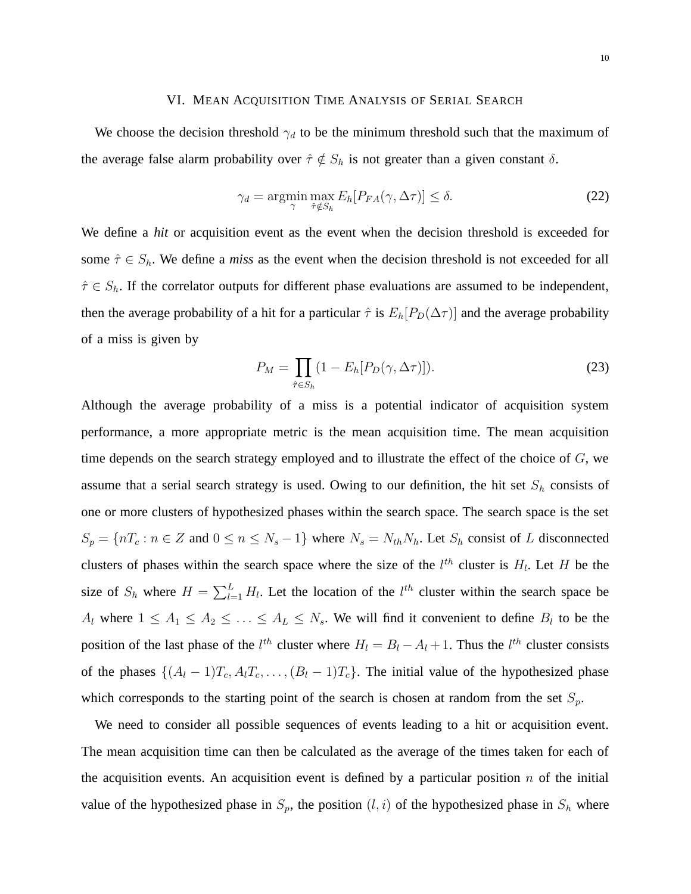## VI. Mean Acquisition Time Analysis of Serial Search

We choose the decision threshold $\gamma_d$ to be the minimum threshold such that the maximum of the average false alarm probability over $\hat{\tau} \notin S_h$ is not greater than a given constant $\delta$.

$$\gamma_d = \underset{\gamma}{\operatorname{argmin}} \max_{\hat{\tau} \notin S_h} E_h[P_{FA}(\gamma, \Delta\tau)] \leq \delta. \tag{22}$$

We define a ***hit*** or acquisition event as the event when the decision threshold is exceeded for some $\hat{\tau} \in S_h$. We define a ***miss*** as the event when the decision threshold is not exceeded for all $\hat{\tau} \in S_h$. If the correlator outputs for different phase evaluations are assumed to be independent, then the average probability of a hit for a particular $\hat{\tau}$ is $E_h[P_D(\Delta\tau)]$ and the average probability of a miss is given by

$$P_M = \prod_{\hat{\tau} \in S_h} (1 - E_h[P_D(\gamma, \Delta\tau)]). \tag{23}$$

Although the average probability of a miss is a potential indicator of acquisition system performance, a more appropriate metric is the mean acquisition time. The mean acquisition time depends on the search strategy employed and to illustrate the effect of the choice of $G$, we assume that a serial search strategy is used. Owing to our definition, the hit set $S_h$ consists of one or more clusters of hypothesized phases within the search space. The search space is the set $S_p = \{nT_c : n \in Z \text{ and } 0 \leq n \leq N_s - 1\}$ where $N_s = N_{th}N_h$. Let $S_h$ consist of $L$ disconnected clusters of phases within the search space where the size of the $l^{th}$ cluster is $H_l$. Let $H$ be the size of $S_h$ where $H = \sum_{l=1}^{L} H_l$. Let the location of the $l^{th}$ cluster within the search space be $A_l$ where $1 \leq A_1 \leq A_2 \leq \ldots \leq A_L \leq N_s$. We will find it convenient to define $B_l$ to be the position of the last phase of the $l^{th}$ cluster where $H_l = B_l - A_l + 1$. Thus the $l^{th}$ cluster consists of the phases $\{(A_l - 1)T_c, A_lT_c, \ldots, (B_l - 1)T_c\}$. The initial value of the hypothesized phase which corresponds to the starting point of the search is chosen at random from the set $S_p$.

We need to consider all possible sequences of events leading to a hit or acquisition event. The mean acquisition time can then be calculated as the average of the times taken for each of the acquisition events. An acquisition event is defined by a particular position $n$ of the initial value of the hypothesized phase in $S_p$, the position $(l, i)$ of the hypothesized phase in $S_h$ where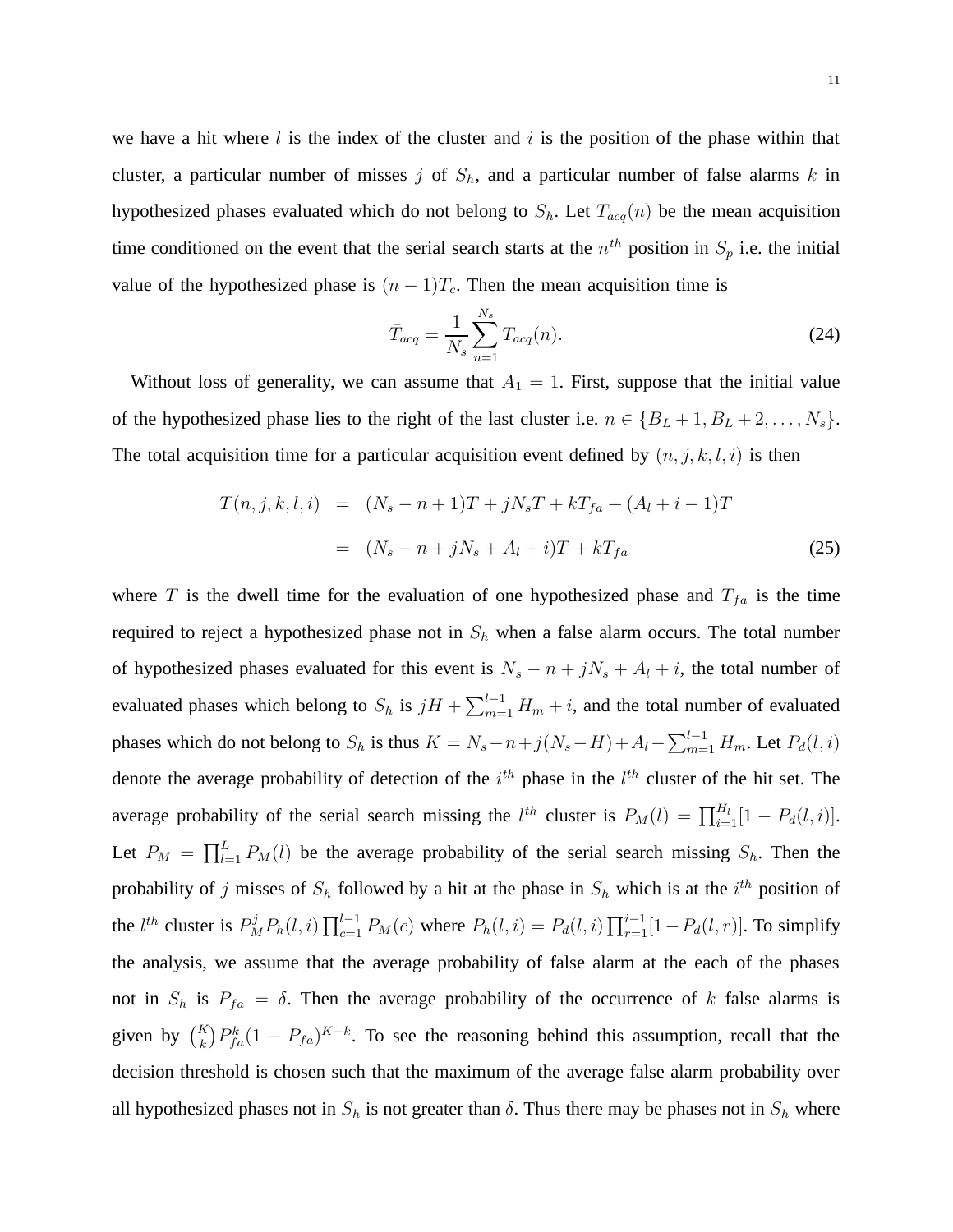we have a hit where $l$ is the index of the cluster and $i$ is the position of the phase within that cluster, a particular number of misses $j$ of $S_h$, and a particular number of false alarms $k$ in hypothesized phases evaluated which do not belong to $S_h$. Let $T_{acq}(n)$ be the mean acquisition time conditioned on the event that the serial search starts at the $n^{th}$ position in $S_p$ i.e. the initial value of the hypothesized phase is $(n-1)T_c$. Then the mean acquisition time is

$$\bar{T}_{acq} = \frac{1}{N_s}\sum_{n=1}^{N_s} T_{acq}(n). \tag{24}$$

Without loss of generality, we can assume that $A_1 = 1$. First, suppose that the initial value of the hypothesized phase lies to the right of the last cluster i.e. $n \in \{B_L+1, B_L+2, \ldots, N_s\}$. The total acquisition time for a particular acquisition event defined by $(n, j, k, l, i)$ is then

$$\begin{aligned} T(n,j,k,l,i) &= (N_s - n + 1)T + jN_sT + kT_{fa} + (A_l + i - 1)T \\ &= (N_s - n + jN_s + A_l + i)T + kT_{fa} \end{aligned} \tag{25}$$

where $T$ is the dwell time for the evaluation of one hypothesized phase and $T_{fa}$ is the time required to reject a hypothesized phase not in $S_h$ when a false alarm occurs. The total number of hypothesized phases evaluated for this event is $N_s - n + jN_s + A_l + i$, the total number of evaluated phases which belong to $S_h$ is $jH + \sum_{m=1}^{l-1} H_m + i$, and the total number of evaluated phases which do not belong to $S_h$ is thus $K = N_s - n + j(N_s - H) + A_l - \sum_{m=1}^{l-1} H_m$. Let $P_d(l,i)$ denote the average probability of detection of the $i^{th}$ phase in the $l^{th}$ cluster of the hit set. The average probability of the serial search missing the $l^{th}$ cluster is $P_M(l) = \prod_{i=1}^{H_l}[1 - P_d(l,i)]$. Let $P_M = \prod_{l=1}^{L} P_M(l)$ be the average probability of the serial search missing $S_h$. Then the probability of $j$ misses of $S_h$ followed by a hit at the phase in $S_h$ which is at the $i^{th}$ position of the $l^{th}$ cluster is $P_M^j P_h(l,i)\prod_{c=1}^{l-1} P_M(c)$ where $P_h(l,i) = P_d(l,i)\prod_{r=1}^{i-1}[1 - P_d(l,r)]$. To simplify the analysis, we assume that the average probability of false alarm at the each of the phases not in $S_h$ is $P_{fa} = \delta$. Then the average probability of the occurrence of $k$ false alarms is given by $\binom{K}{k} P_{fa}^k (1 - P_{fa})^{K-k}$. To see the reasoning behind this assumption, recall that the decision threshold is chosen such that the maximum of the average false alarm probability over all hypothesized phases not in $S_h$ is not greater than $\delta$. Thus there may be phases not in $S_h$ where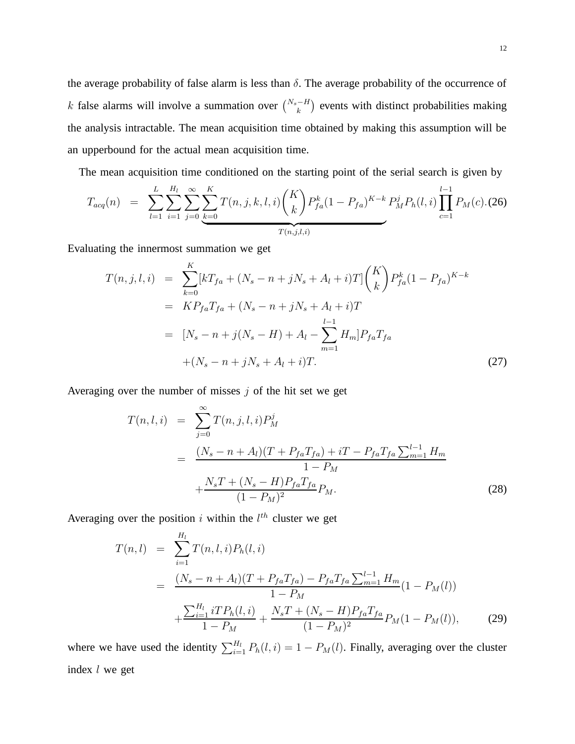the average probability of false alarm is less than $\delta$. The average probability of the occurrence of $k$ false alarms will involve a summation over $\binom{N_s-H}{k}$ events with distinct probabilities making the analysis intractable. The mean acquisition time obtained by making this assumption will be an upperbound for the actual mean acquisition time.

The mean acquisition time conditioned on the starting point of the serial search is given by

$$T_{acq}(n) = \sum_{l=1}^{L}\sum_{i=1}^{H_l}\sum_{j=0}^{\infty}\underbrace{\sum_{k=0}^{K} T(n,j,k,l,i)\binom{K}{k}P_{fa}^k(1-P_{fa})^{K-k}}_{T(n,j,l,i)} P_M^j P_h(l,i)\prod_{c=1}^{l-1}P_M(c). \tag{26}$$

Evaluating the innermost summation we get

$$\begin{aligned}
T(n,j,l,i) &= \sum_{k=0}^{K}[kT_{fa} + (N_s - n + jN_s + A_l + i)T]\binom{K}{k}P_{fa}^k(1-P_{fa})^{K-k} \\
&= KP_{fa}T_{fa} + (N_s - n + jN_s + A_l + i)T \\
&= [N_s - n + j(N_s - H) + A_l - \sum_{m=1}^{l-1} H_m]P_{fa}T_{fa} \\
&\quad + (N_s - n + jN_s + A_l + i)T.
\end{aligned} \tag{27}$$

Averaging over the number of misses $j$ of the hit set we get

$$\begin{aligned}
T(n,l,i) &= \sum_{j=0}^{\infty} T(n,j,l,i)P_M^j \\
&= \frac{(N_s - n + A_l)(T + P_{fa}T_{fa}) + iT - P_{fa}T_{fa}\sum_{m=1}^{l-1}H_m}{1-P_M} \\
&\quad + \frac{N_sT + (N_s - H)P_{fa}T_{fa}}{(1-P_M)^2}P_M.
\end{aligned} \tag{28}$$

Averaging over the position $i$ within the $l^{th}$ cluster we get

$$\begin{aligned}
T(n,l) &= \sum_{i=1}^{H_l} T(n,l,i)P_h(l,i) \\
&= \frac{(N_s - n + A_l)(T + P_{fa}T_{fa}) - P_{fa}T_{fa}\sum_{m=1}^{l-1}H_m}{1-P_M}(1 - P_M(l)) \\
&\quad + \frac{\sum_{i=1}^{H_l} iTP_h(l,i)}{1-P_M} + \frac{N_sT + (N_s - H)P_{fa}T_{fa}}{(1-P_M)^2}P_M(1 - P_M(l)),
\end{aligned} \tag{29}$$

where we have used the identity $\sum_{i=1}^{H_l} P_h(l,i) = 1 - P_M(l)$. Finally, averaging over the cluster index $l$ we get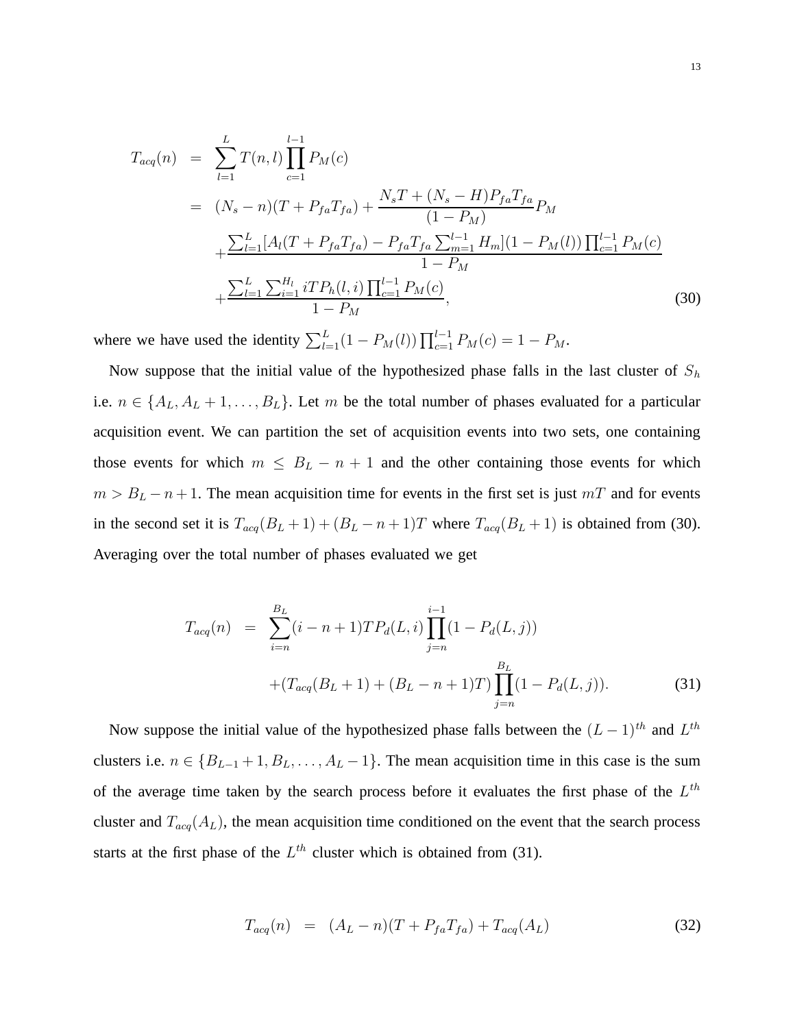$$
\begin{aligned}
T_{acq}(n) &= \sum_{l=1}^{L} T(n,l) \prod_{c=1}^{l-1} P_M(c) \\
&= (N_s - n)(T + P_{fa}T_{fa}) + \frac{N_s T + (N_s - H) P_{fa} T_{fa}}{(1 - P_M)} P_M \\
&\quad + \frac{\sum_{l=1}^{L} [A_l (T + P_{fa} T_{fa}) - P_{fa} T_{fa} \sum_{m=1}^{l-1} H_m](1 - P_M(l)) \prod_{c=1}^{l-1} P_M(c)}{1 - P_M} \\
&\quad + \frac{\sum_{l=1}^{L} \sum_{i=1}^{H_l} i T P_h(l,i) \prod_{c=1}^{l-1} P_M(c)}{1 - P_M}, \qquad (30)
\end{aligned}
$$

where we have used the identity $\sum_{l=1}^{L}(1 - P_M(l)) \prod_{c=1}^{l-1} P_M(c) = 1 - P_M$.

Now suppose that the initial value of the hypothesized phase falls in the last cluster of $S_h$ i.e. $n \in \{A_L, A_L + 1, \ldots, B_L\}$. Let $m$ be the total number of phases evaluated for a particular acquisition event. We can partition the set of acquisition events into two sets, one containing those events for which $m \leq B_L - n + 1$ and the other containing those events for which $m > B_L - n + 1$. The mean acquisition time for events in the first set is just $mT$ and for events in the second set it is $T_{acq}(B_L + 1) + (B_L - n + 1)T$ where $T_{acq}(B_L + 1)$ is obtained from (30). Averaging over the total number of phases evaluated we get

$$
\begin{aligned}
T_{acq}(n) &= \sum_{i=n}^{B_L} (i - n + 1) T P_d(L,i) \prod_{j=n}^{i-1} (1 - P_d(L,j)) \\
&\quad + (T_{acq}(B_L + 1) + (B_L - n + 1)T) \prod_{j=n}^{B_L} (1 - P_d(L,j)). \qquad (31)
\end{aligned}
$$

Now suppose the initial value of the hypothesized phase falls between the $(L-1)^{th}$ and $L^{th}$ clusters i.e. $n \in \{B_{L-1} + 1, B_L, \ldots, A_L - 1\}$. The mean acquisition time in this case is the sum of the average time taken by the search process before it evaluates the first phase of the $L^{th}$ cluster and $T_{acq}(A_L)$, the mean acquisition time conditioned on the event that the search process starts at the first phase of the $L^{th}$ cluster which is obtained from (31).

$$
T_{acq}(n) = (A_L - n)(T + P_{fa} T_{fa}) + T_{acq}(A_L) \qquad (32)
$$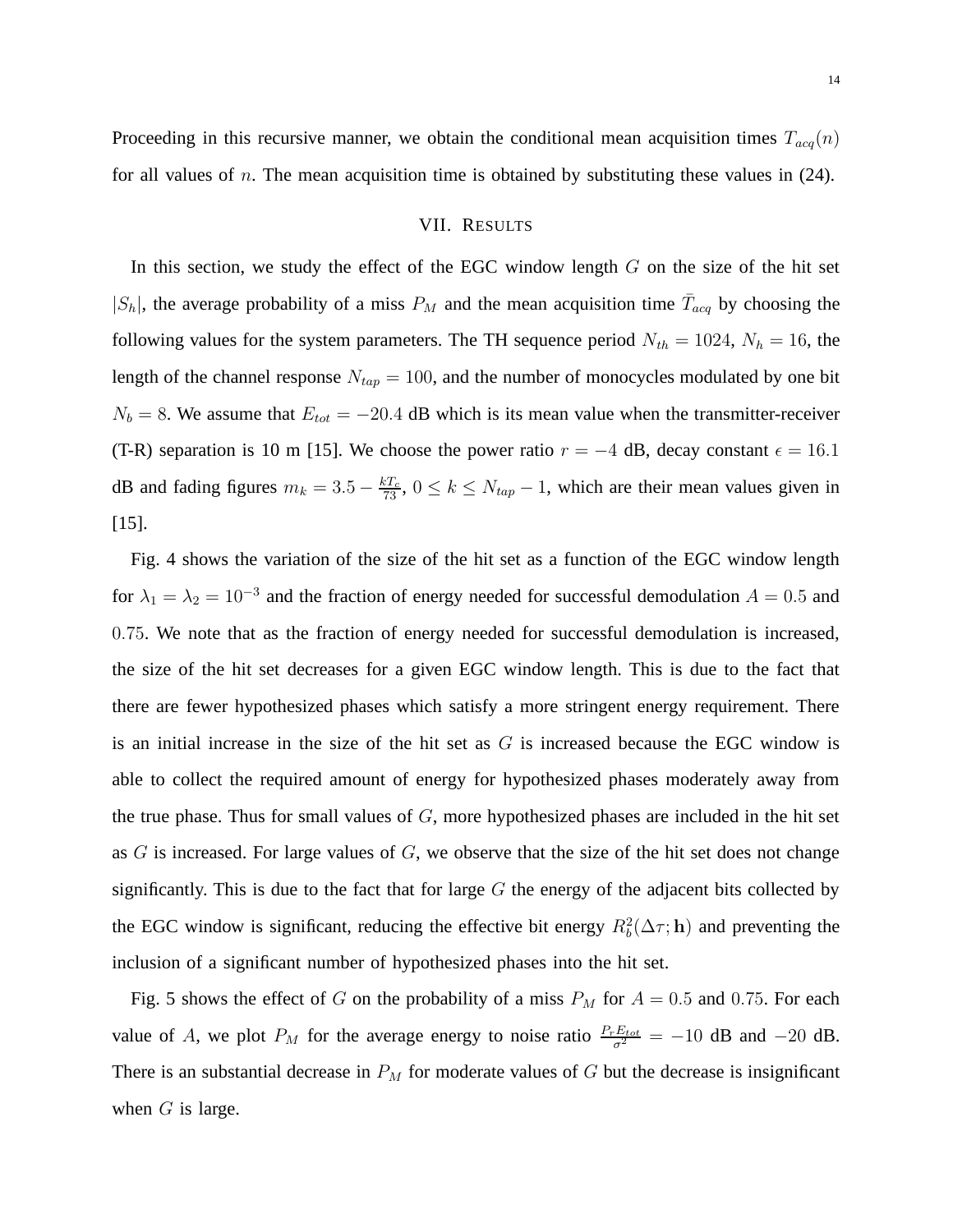Proceeding in this recursive manner, we obtain the conditional mean acquisition times $T_{acq}(n)$ for all values of $n$. The mean acquisition time is obtained by substituting these values in (24).

## VII. RESULTS

In this section, we study the effect of the EGC window length $G$ on the size of the hit set $|S_h|$, the average probability of a miss $P_M$ and the mean acquisition time $\bar{T}_{acq}$ by choosing the following values for the system parameters. The TH sequence period $N_{th} = 1024$, $N_h = 16$, the length of the channel response $N_{tap} = 100$, and the number of monocycles modulated by one bit $N_b = 8$. We assume that $E_{tot} = -20.4$ dB which is its mean value when the transmitter-receiver (T-R) separation is 10 m [15]. We choose the power ratio $r = -4$ dB, decay constant $\epsilon = 16.1$ dB and fading figures $m_k = 3.5 - \frac{kT_c}{73}$, $0 \leq k \leq N_{tap} - 1$, which are their mean values given in [15].

Fig. 4 shows the variation of the size of the hit set as a function of the EGC window length for $\lambda_1 = \lambda_2 = 10^{-3}$ and the fraction of energy needed for successful demodulation $A = 0.5$ and $0.75$. We note that as the fraction of energy needed for successful demodulation is increased, the size of the hit set decreases for a given EGC window length. This is due to the fact that there are fewer hypothesized phases which satisfy a more stringent energy requirement. There is an initial increase in the size of the hit set as $G$ is increased because the EGC window is able to collect the required amount of energy for hypothesized phases moderately away from the true phase. Thus for small values of $G$, more hypothesized phases are included in the hit set as $G$ is increased. For large values of $G$, we observe that the size of the hit set does not change significantly. This is due to the fact that for large $G$ the energy of the adjacent bits collected by the EGC window is significant, reducing the effective bit energy $R_b^2(\Delta\tau; \mathbf{h})$ and preventing the inclusion of a significant number of hypothesized phases into the hit set.

Fig. 5 shows the effect of $G$ on the probability of a miss $P_M$ for $A = 0.5$ and $0.75$. For each value of $A$, we plot $P_M$ for the average energy to noise ratio $\frac{P_r E_{tot}}{\sigma^2} = -10$ dB and $-20$ dB. There is an substantial decrease in $P_M$ for moderate values of $G$ but the decrease is insignificant when $G$ is large.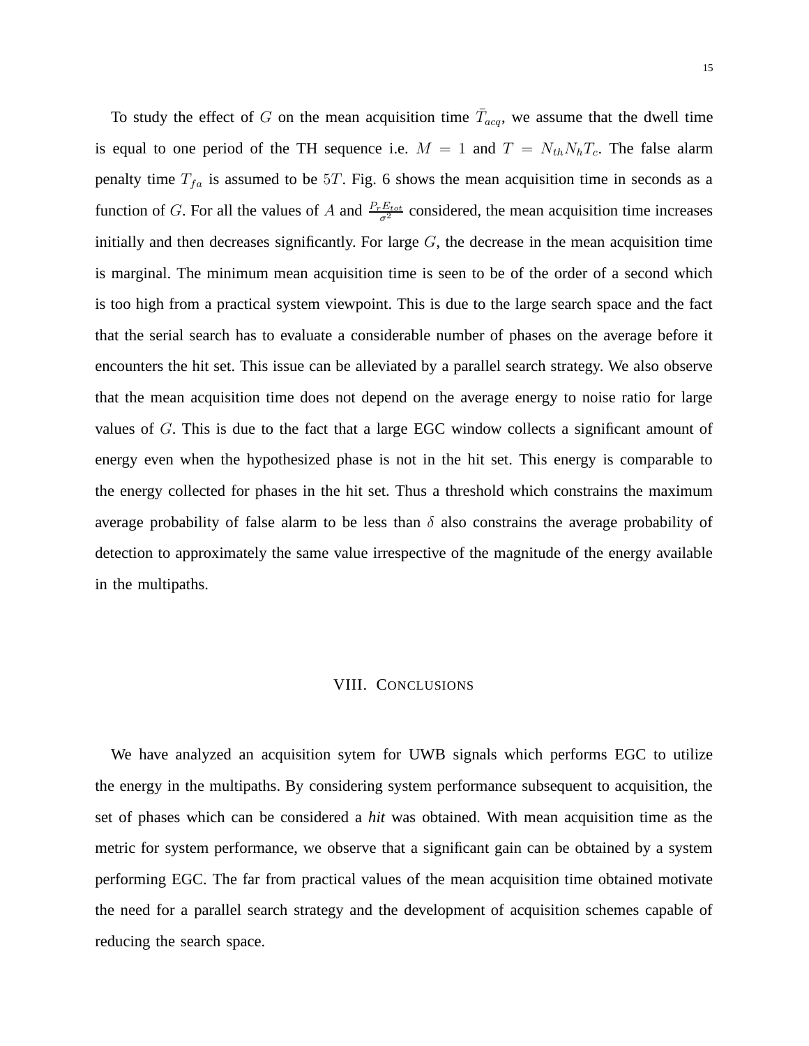To study the effect of $G$ on the mean acquisition time $\bar{T}_{acq}$, we assume that the dwell time is equal to one period of the TH sequence i.e. $M = 1$ and $T = N_{th}N_hT_c$. The false alarm penalty time $T_{fa}$ is assumed to be $5T$. Fig. 6 shows the mean acquisition time in seconds as a function of $G$. For all the values of $A$ and $\frac{P_r E_{tot}}{\sigma^2}$ considered, the mean acquisition time increases initially and then decreases significantly. For large $G$, the decrease in the mean acquisition time is marginal. The minimum mean acquisition time is seen to be of the order of a second which is too high from a practical system viewpoint. This is due to the large search space and the fact that the serial search has to evaluate a considerable number of phases on the average before it encounters the hit set. This issue can be alleviated by a parallel search strategy. We also observe that the mean acquisition time does not depend on the average energy to noise ratio for large values of $G$. This is due to the fact that a large EGC window collects a significant amount of energy even when the hypothesized phase is not in the hit set. This energy is comparable to the energy collected for phases in the hit set. Thus a threshold which constrains the maximum average probability of false alarm to be less than $\delta$ also constrains the average probability of detection to approximately the same value irrespective of the magnitude of the energy available in the multipaths.

## VIII. Conclusions

We have analyzed an acquisition sytem for UWB signals which performs EGC to utilize the energy in the multipaths. By considering system performance subsequent to acquisition, the set of phases which can be considered a *hit* was obtained. With mean acquisition time as the metric for system performance, we observe that a significant gain can be obtained by a system performing EGC. The far from practical values of the mean acquisition time obtained motivate the need for a parallel search strategy and the development of acquisition schemes capable of reducing the search space.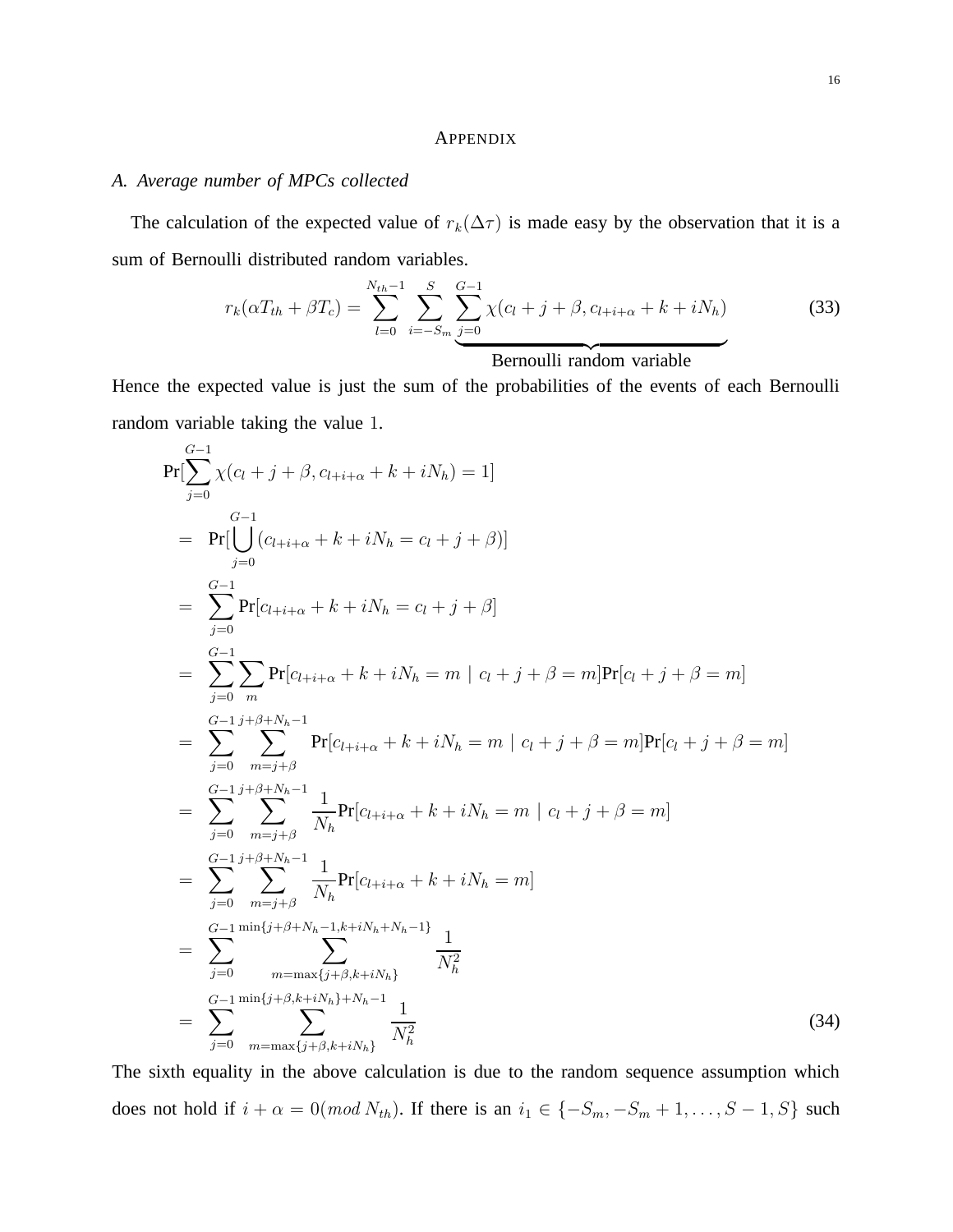# APPENDIX

## A. Average number of MPCs collected

The calculation of the expected value of $r_k(\Delta\tau)$ is made easy by the observation that it is a sum of Bernoulli distributed random variables.

$$
r_k(\alpha T_{th} + \beta T_c) = \sum_{l=0}^{N_{th}-1} \sum_{i=-S_m}^{S} \underbrace{\sum_{j=0}^{G-1} \chi(c_l + j + \beta, c_{l+i+\alpha} + k + iN_h)}_{\text{Bernoulli random variable}} \tag{33}
$$

Hence the expected value is just the sum of the probabilities of the events of each Bernoulli random variable taking the value $1$.

$$
\begin{aligned}
&\Pr[\sum_{j=0}^{G-1} \chi(c_l + j + \beta, c_{l+i+\alpha} + k + iN_h) = 1] \\
&= \Pr[\bigcup_{j=0}^{G-1} (c_{l+i+\alpha} + k + iN_h = c_l + j + \beta)] \\
&= \sum_{j=0}^{G-1} \Pr[c_{l+i+\alpha} + k + iN_h = c_l + j + \beta] \\
&= \sum_{j=0}^{G-1} \sum_{m} \Pr[c_{l+i+\alpha} + k + iN_h = m \mid c_l + j + \beta = m] \Pr[c_l + j + \beta = m] \\
&= \sum_{j=0}^{G-1} \sum_{m=j+\beta}^{j+\beta+N_h-1} \Pr[c_{l+i+\alpha} + k + iN_h = m \mid c_l + j + \beta = m] \Pr[c_l + j + \beta = m] \\
&= \sum_{j=0}^{G-1} \sum_{m=j+\beta}^{j+\beta+N_h-1} \frac{1}{N_h} \Pr[c_{l+i+\alpha} + k + iN_h = m \mid c_l + j + \beta = m] \\
&= \sum_{j=0}^{G-1} \sum_{m=j+\beta}^{j+\beta+N_h-1} \frac{1}{N_h} \Pr[c_{l+i+\alpha} + k + iN_h = m] \\
&= \sum_{j=0}^{G-1} \sum_{m=\max\{j+\beta, k+iN_h\}}^{\min\{j+\beta+N_h-1, k+iN_h+N_h-1\}} \frac{1}{N_h^2} \\
&= \sum_{j=0}^{G-1} \sum_{m=\max\{j+\beta, k+iN_h\}}^{\min\{j+\beta, k+iN_h\}+N_h-1} \frac{1}{N_h^2}
\end{aligned} \tag{34}
$$

The sixth equality in the above calculation is due to the random sequence assumption which does not hold if $i + \alpha = 0 (mod\, N_{th})$. If there is an $i_1 \in \{-S_m, -S_m + 1, \ldots, S - 1, S\}$ such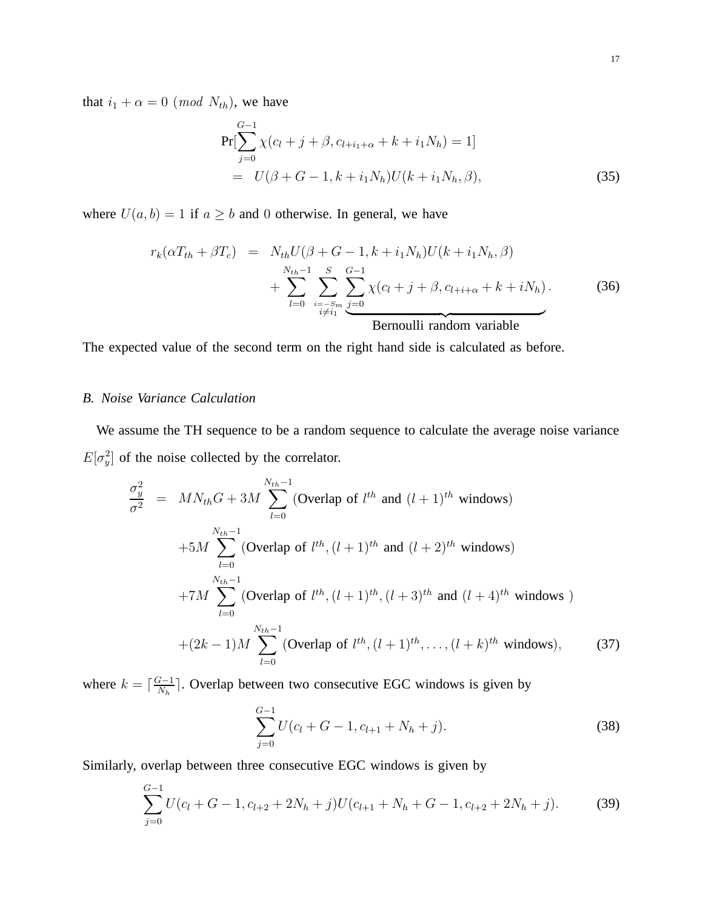that $i_1 + \alpha = 0 \ (mod \ N_{th})$, we have

$$
\begin{aligned}
&\Pr[\sum_{j=0}^{G-1} \chi(c_l + j + \beta, c_{l+i_1+\alpha} + k + i_1 N_h) = 1] \\
&= U(\beta + G - 1, k + i_1 N_h) U(k + i_1 N_h, \beta),
\end{aligned}
\tag{35}
$$

where $U(a, b) = 1$ if $a \geq b$ and $0$ otherwise. In general, we have

$$
\begin{aligned}
r_k(\alpha T_{th} + \beta T_c) &= N_{th} U(\beta + G - 1, k + i_1 N_h) U(k + i_1 N_h, \beta) \\
&\quad + \sum_{l=0}^{N_{th}-1} \sum_{\substack{i=-S_m \\ i \neq i_1}}^{S} \underbrace{\sum_{j=0}^{G-1} \chi(c_l + j + \beta, c_{l+i+\alpha} + k + i N_h)}_{\text{Bernoulli random variable}}.
\end{aligned}
\tag{36}
$$

The expected value of the second term on the right hand side is calculated as before.

### B. Noise Variance Calculation

We assume the TH sequence to be a random sequence to calculate the average noise variance $E[\sigma_y^2]$ of the noise collected by the correlator.

$$
\begin{aligned}
\frac{\sigma_y^2}{\sigma^2} &= M N_{th} G + 3M \sum_{l=0}^{N_{th}-1} (\text{Overlap of } l^{th} \text{ and } (l+1)^{th} \text{ windows}) \\
&\quad + 5M \sum_{l=0}^{N_{th}-1} (\text{Overlap of } l^{th}, (l+1)^{th} \text{ and } (l+2)^{th} \text{ windows}) \\
&\quad + 7M \sum_{l=0}^{N_{th}-1} (\text{Overlap of } l^{th}, (l+1)^{th}, (l+3)^{th} \text{ and } (l+4)^{th} \text{ windows }) \\
&\quad + (2k-1)M \sum_{l=0}^{N_{th}-1} (\text{Overlap of } l^{th}, (l+1)^{th}, \ldots, (l+k)^{th} \text{ windows}),
\end{aligned}
\tag{37}
$$

where $k = \lceil \frac{G-1}{N_h} \rceil$. Overlap between two consecutive EGC windows is given by

$$
\sum_{j=0}^{G-1} U(c_l + G - 1, c_{l+1} + N_h + j). \tag{38}
$$

Similarly, overlap between three consecutive EGC windows is given by

$$
\sum_{j=0}^{G-1} U(c_l + G - 1, c_{l+2} + 2N_h + j) U(c_{l+1} + N_h + G - 1, c_{l+2} + 2N_h + j). \tag{39}
$$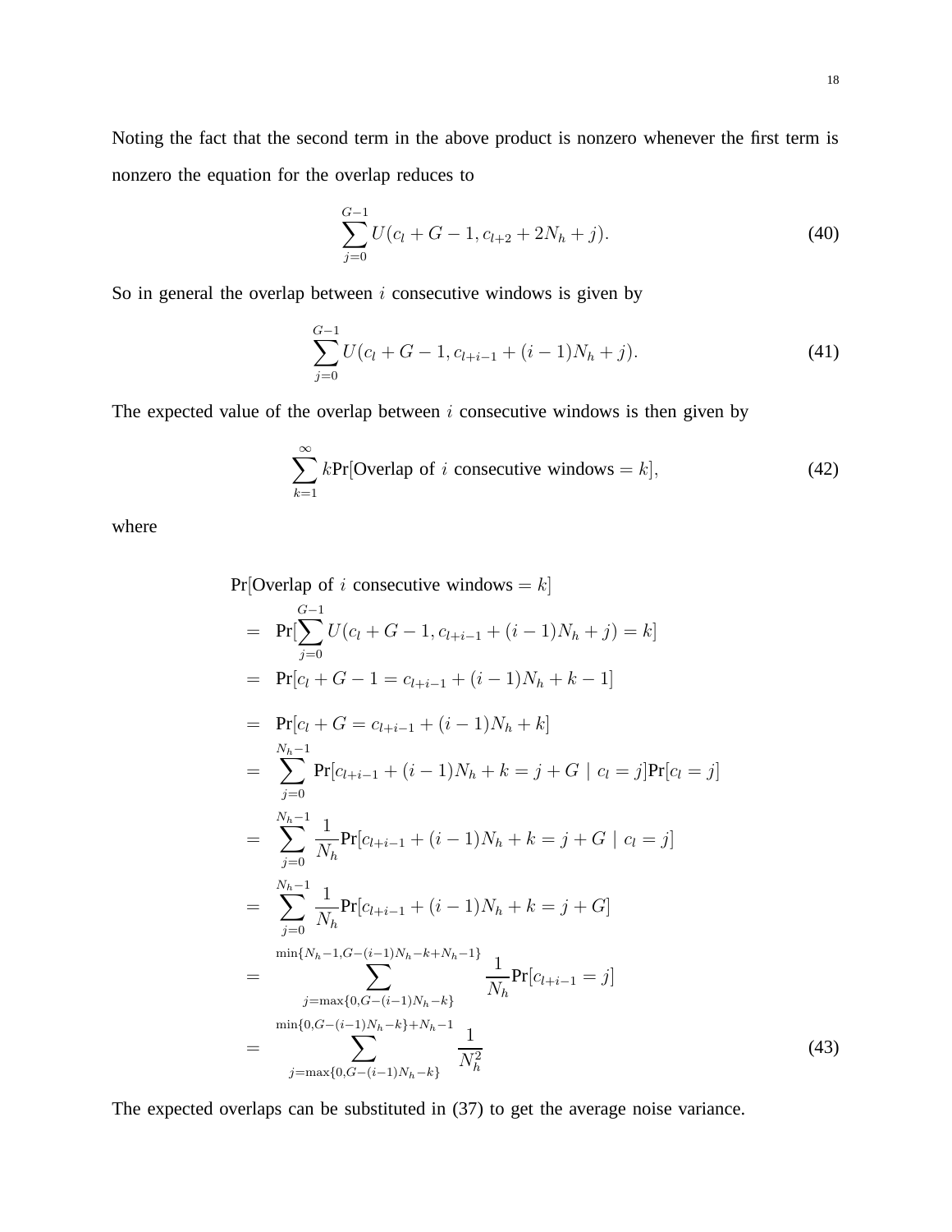Noting the fact that the second term in the above product is nonzero whenever the first term is nonzero the equation for the overlap reduces to

$$\sum_{j=0}^{G-1} U(c_l + G - 1, c_{l+2} + 2N_h + j). \tag{40}$$

So in general the overlap between $i$ consecutive windows is given by

$$\sum_{j=0}^{G-1} U(c_l + G - 1, c_{l+i-1} + (i-1)N_h + j). \tag{41}$$

The expected value of the overlap between $i$ consecutive windows is then given by

$$\sum_{k=1}^{\infty} k\Pr[\text{Overlap of } i \text{ consecutive windows} = k], \tag{42}$$

where

$$\begin{aligned}
&\Pr[\text{Overlap of } i \text{ consecutive windows} = k] \\
&= \Pr[\sum_{j=0}^{G-1} U(c_l + G - 1, c_{l+i-1} + (i-1)N_h + j) = k] \\
&= \Pr[c_l + G - 1 = c_{l+i-1} + (i-1)N_h + k - 1] \\
&= \Pr[c_l + G = c_{l+i-1} + (i-1)N_h + k] \\
&= \sum_{j=0}^{N_h - 1} \Pr[c_{l+i-1} + (i-1)N_h + k = j + G \mid c_l = j]\Pr[c_l = j] \\
&= \sum_{j=0}^{N_h - 1} \frac{1}{N_h} \Pr[c_{l+i-1} + (i-1)N_h + k = j + G \mid c_l = j] \\
&= \sum_{j=0}^{N_h - 1} \frac{1}{N_h} \Pr[c_{l+i-1} + (i-1)N_h + k = j + G] \\
&= \sum_{j=\max\{0, G-(i-1)N_h - k\}}^{\min\{N_h - 1, G-(i-1)N_h - k + N_h - 1\}} \frac{1}{N_h} \Pr[c_{l+i-1} = j] \\
&= \sum_{j=\max\{0, G-(i-1)N_h - k\}}^{\min\{0, G-(i-1)N_h - k\} + N_h - 1} \frac{1}{N_h^2}
\end{aligned} \tag{43}$$

The expected overlaps can be substituted in (37) to get the average noise variance.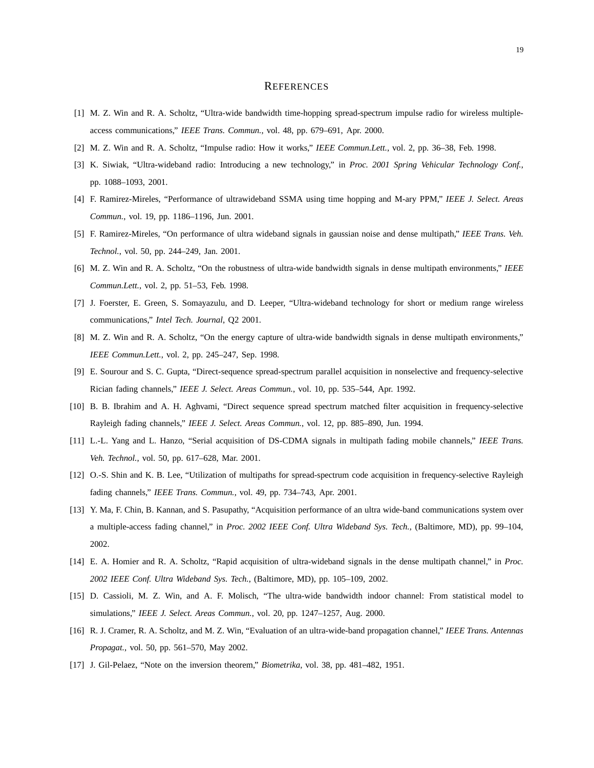# REFERENCES

[1] M. Z. Win and R. A. Scholtz, "Ultra-wide bandwidth time-hopping spread-spectrum impulse radio for wireless multiple-access communications," *IEEE Trans. Commun.*, vol. 48, pp. 679–691, Apr. 2000.

[2] M. Z. Win and R. A. Scholtz, "Impulse radio: How it works," *IEEE Commun.Lett.*, vol. 2, pp. 36–38, Feb. 1998.

[3] K. Siwiak, "Ultra-wideband radio: Introducing a new technology," in *Proc. 2001 Spring Vehicular Technology Conf.*, pp. 1088–1093, 2001.

[4] F. Ramirez-Mireles, "Performance of ultrawideband SSMA using time hopping and M-ary PPM," *IEEE J. Select. Areas Commun.*, vol. 19, pp. 1186–1196, Jun. 2001.

[5] F. Ramirez-Mireles, "On performance of ultra wideband signals in gaussian noise and dense multipath," *IEEE Trans. Veh. Technol.*, vol. 50, pp. 244–249, Jan. 2001.

[6] M. Z. Win and R. A. Scholtz, "On the robustness of ultra-wide bandwidth signals in dense multipath environments," *IEEE Commun.Lett.*, vol. 2, pp. 51–53, Feb. 1998.

[7] J. Foerster, E. Green, S. Somayazulu, and D. Leeper, "Ultra-wideband technology for short or medium range wireless communications," *Intel Tech. Journal*, Q2 2001.

[8] M. Z. Win and R. A. Scholtz, "On the energy capture of ultra-wide bandwidth signals in dense multipath environments," *IEEE Commun.Lett.*, vol. 2, pp. 245–247, Sep. 1998.

[9] E. Sourour and S. C. Gupta, "Direct-sequence spread-spectrum parallel acquisition in nonselective and frequency-selective Rician fading channels," *IEEE J. Select. Areas Commun.*, vol. 10, pp. 535–544, Apr. 1992.

[10] B. B. Ibrahim and A. H. Aghvami, "Direct sequence spread spectrum matched filter acquisition in frequency-selective Rayleigh fading channels," *IEEE J. Select. Areas Commun.*, vol. 12, pp. 885–890, Jun. 1994.

[11] L.-L. Yang and L. Hanzo, "Serial acquisition of DS-CDMA signals in multipath fading mobile channels," *IEEE Trans. Veh. Technol.*, vol. 50, pp. 617–628, Mar. 2001.

[12] O.-S. Shin and K. B. Lee, "Utilization of multipaths for spread-spectrum code acquisition in frequency-selective Rayleigh fading channels," *IEEE Trans. Commun.*, vol. 49, pp. 734–743, Apr. 2001.

[13] Y. Ma, F. Chin, B. Kannan, and S. Pasupathy, "Acquisition performance of an ultra wide-band communications system over a multiple-access fading channel," in *Proc. 2002 IEEE Conf. Ultra Wideband Sys. Tech.*, (Baltimore, MD), pp. 99–104, 2002.

[14] E. A. Homier and R. A. Scholtz, "Rapid acquisition of ultra-wideband signals in the dense multipath channel," in *Proc. 2002 IEEE Conf. Ultra Wideband Sys. Tech.*, (Baltimore, MD), pp. 105–109, 2002.

[15] D. Cassioli, M. Z. Win, and A. F. Molisch, "The ultra-wide bandwidth indoor channel: From statistical model to simulations," *IEEE J. Select. Areas Commun.*, vol. 20, pp. 1247–1257, Aug. 2000.

[16] R. J. Cramer, R. A. Scholtz, and M. Z. Win, "Evaluation of an ultra-wide-band propagation channel," *IEEE Trans. Antennas Propagat.*, vol. 50, pp. 561–570, May 2002.

[17] J. Gil-Pelaez, "Note on the inversion theorem," *Biometrika*, vol. 38, pp. 481–482, 1951.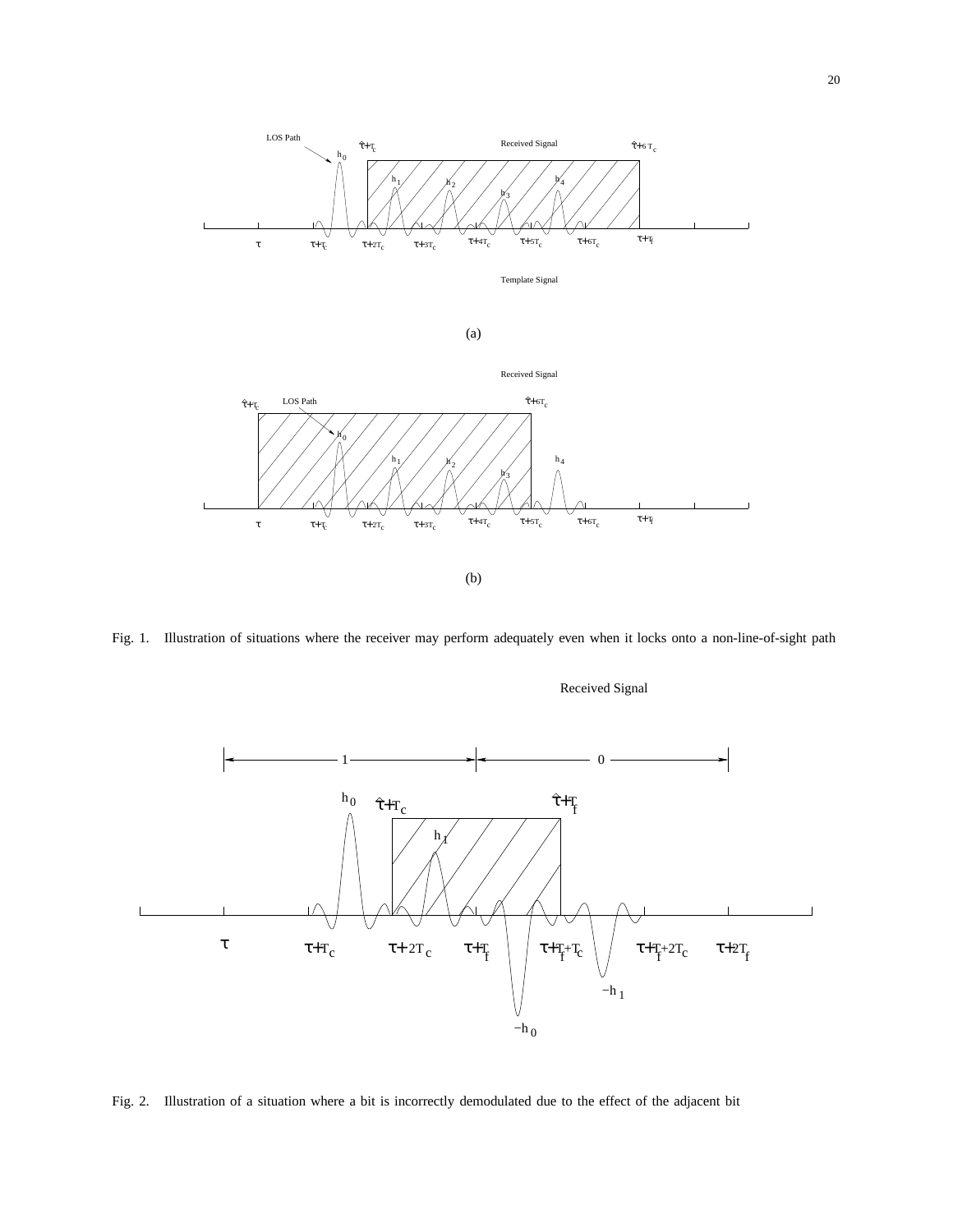Fig. 1. Illustration of situations where the receiver may perform adequately even when it locks onto a non-line-of-sight path

Fig. 2. Illustration of a situation where a bit is incorrectly demodulated due to the effect of the adjacent bit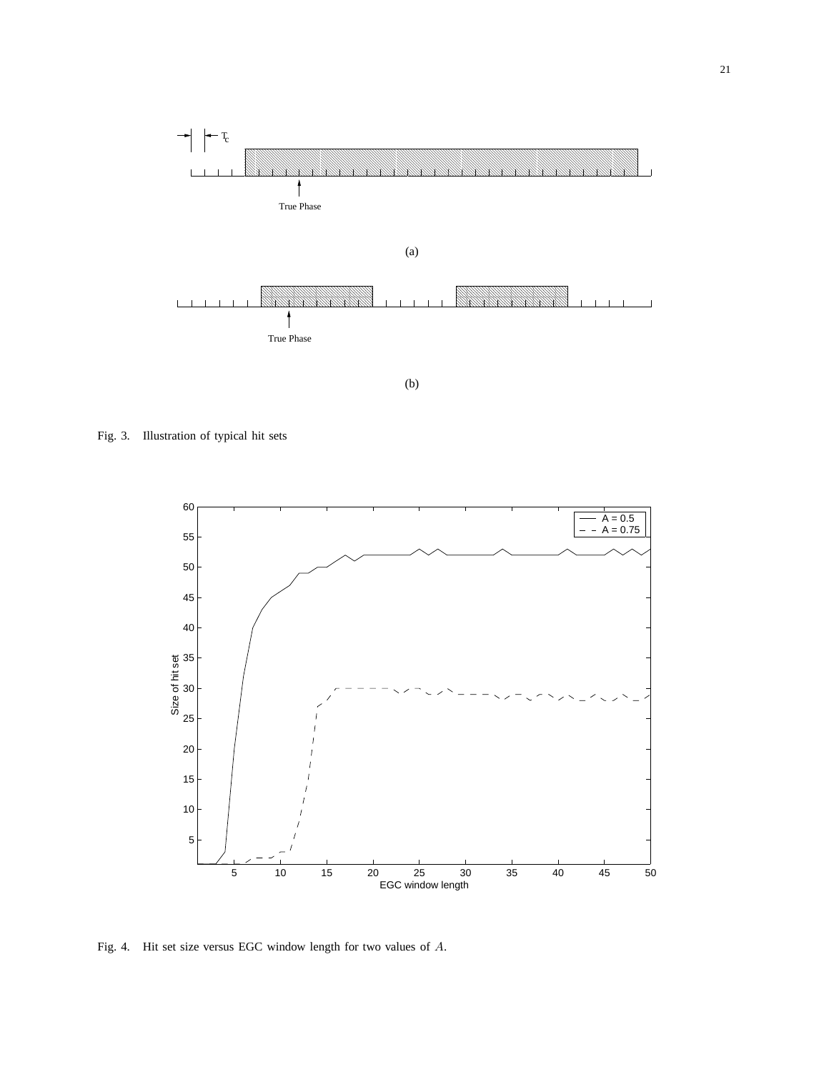Fig. 3. Illustration of typical hit sets

Fig. 4. Hit set size versus EGC window length for two values of $A$.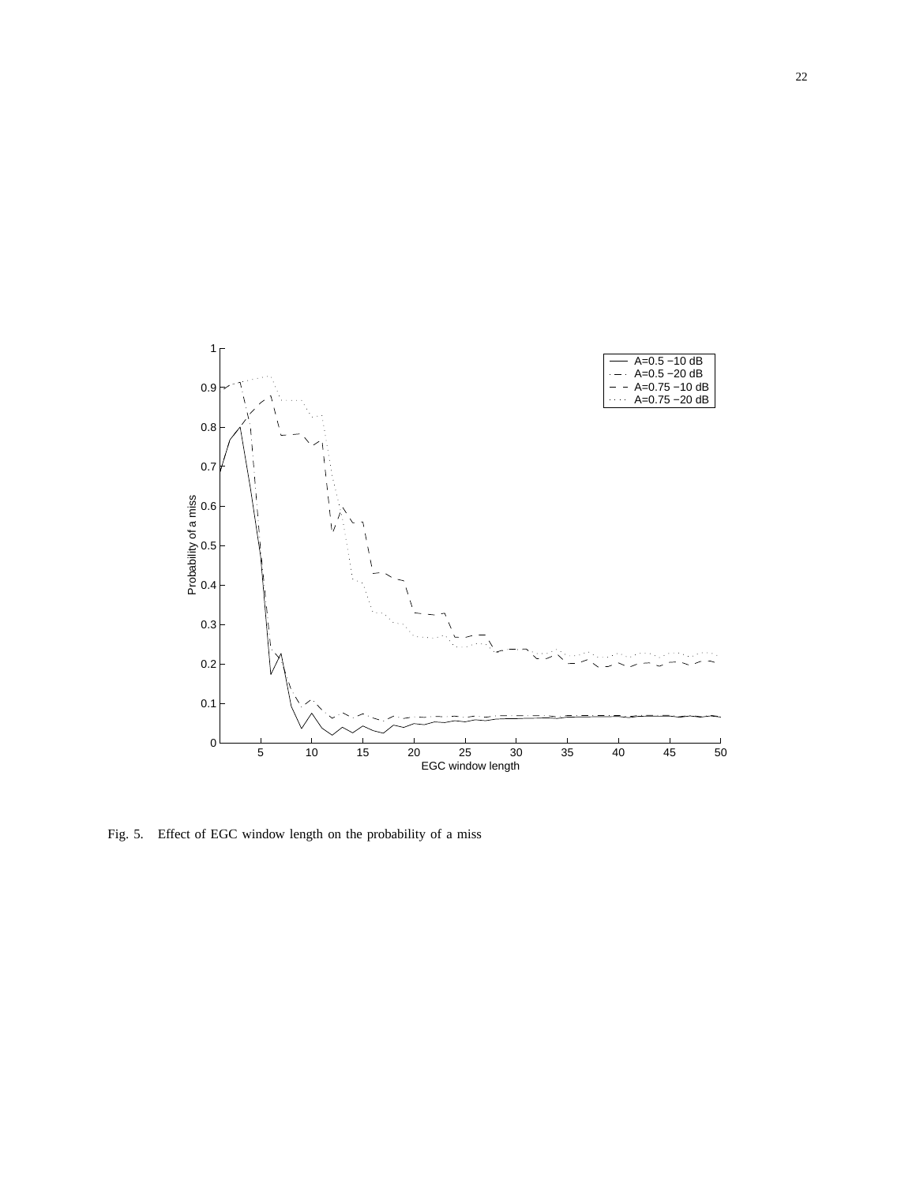Fig. 5. Effect of EGC window length on the probability of a miss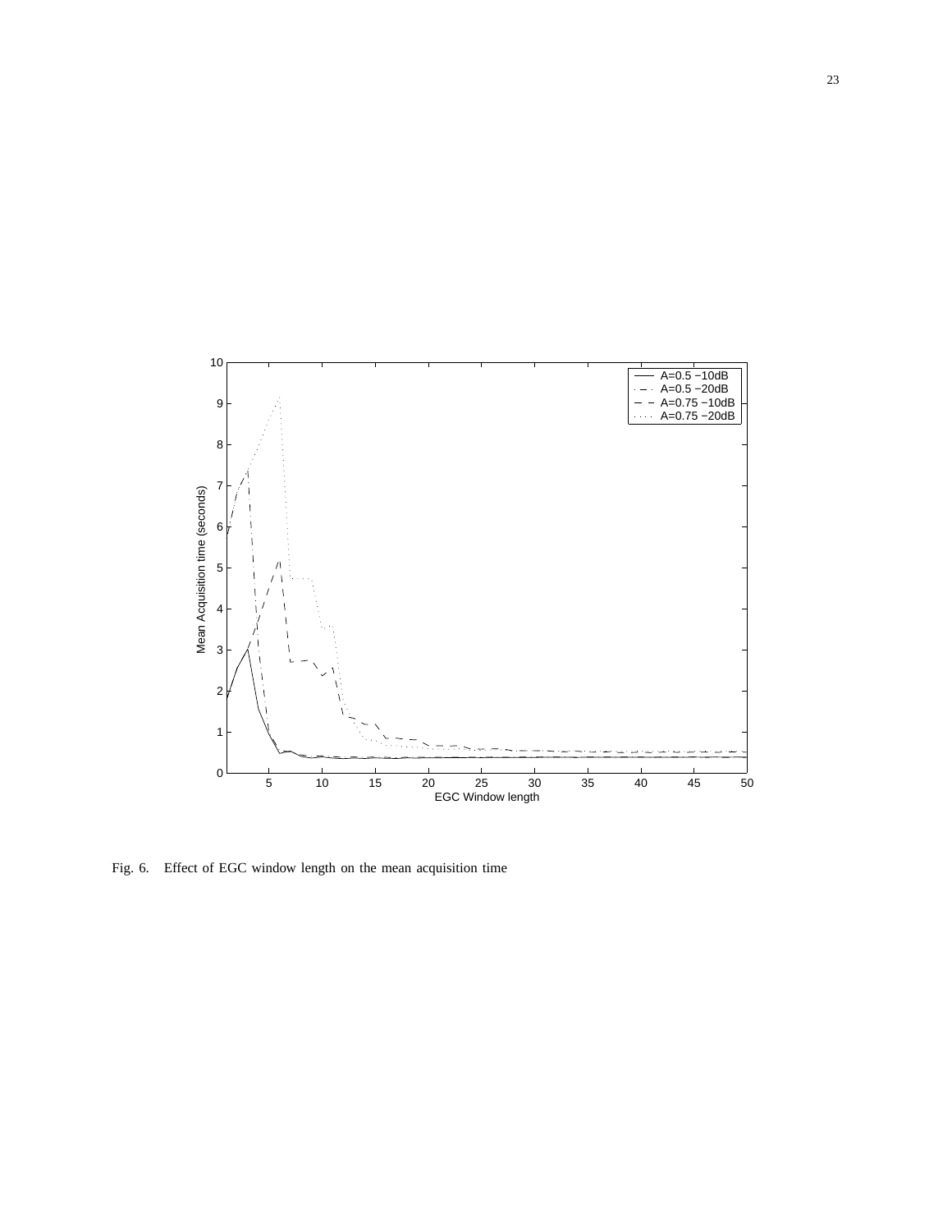10

9

8

7

6

5

4

3

2

1

0

Mean Acquisition time (seconds)

5 10 15 20 25 30 35 40 45 50

EGC Window length

A=0.5 −10dB

A=0.5 −20dB

A=0.75 −10dB

A=0.75 −20dB

Fig. 6. Effect of EGC window length on the mean acquisition time